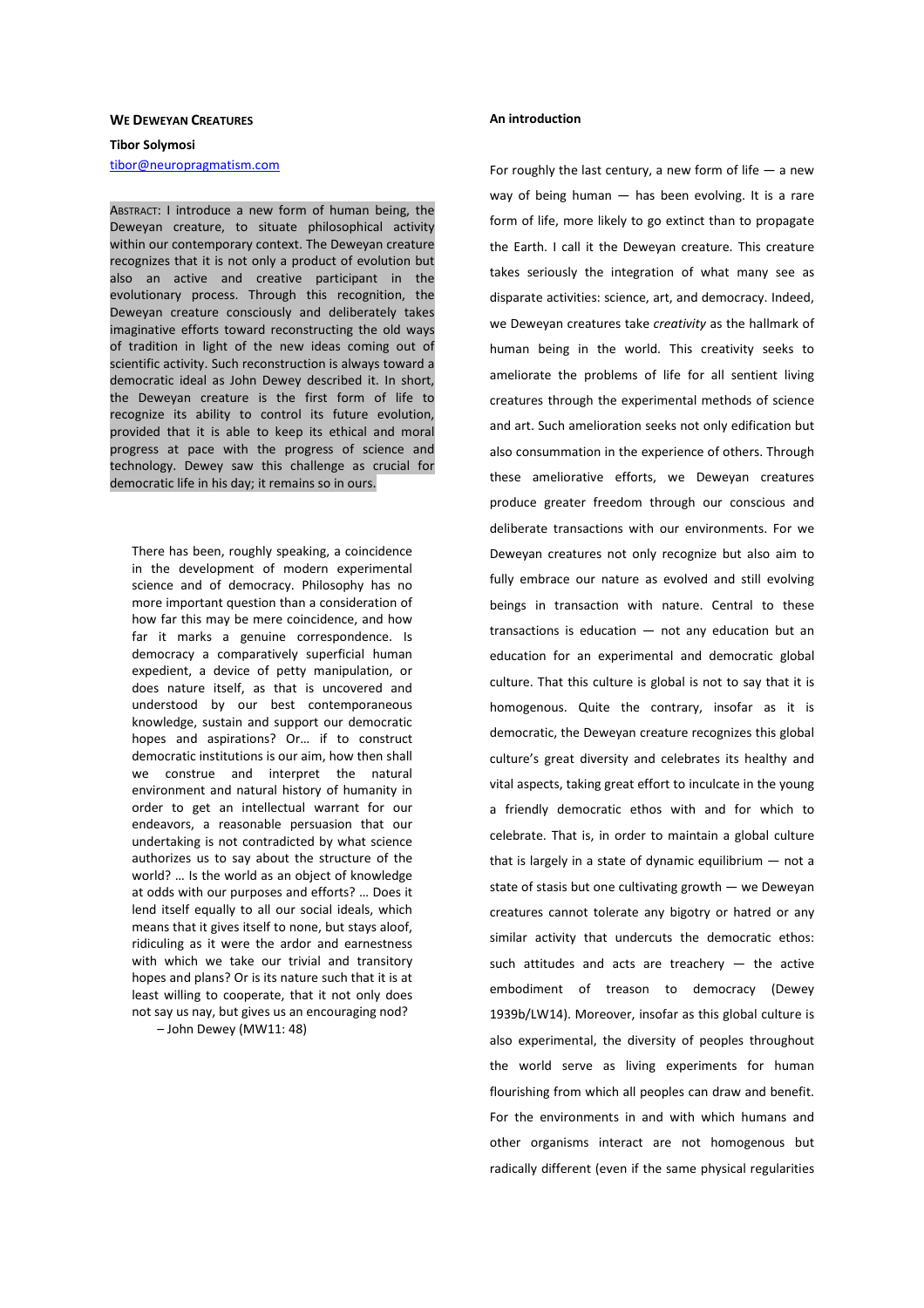# We Deweyan Creatures

**Tibor Solymosi**
tibor@neuropragmatism.com

Abstract: I introduce a new form of human being, the Deweyan creature, to situate philosophical activity within our contemporary context. The Deweyan creature recognizes that it is not only a product of evolution but also an active and creative participant in the evolutionary process. Through this recognition, the Deweyan creature consciously and deliberately takes imaginative efforts toward reconstructing the old ways of tradition in light of the new ideas coming out of scientific activity. Such reconstruction is always toward a democratic ideal as John Dewey described it. In short, the Deweyan creature is the first form of life to recognize its ability to control its future evolution, provided that it is able to keep its ethical and moral progress at pace with the progress of science and technology. Dewey saw this challenge as crucial for democratic life in his day; it remains so in ours.

> There has been, roughly speaking, a coincidence in the development of modern experimental science and of democracy. Philosophy has no more important question than a consideration of how far this may be mere coincidence, and how far it marks a genuine correspondence. Is democracy a comparatively superficial human expedient, a device of petty manipulation, or does nature itself, as that is uncovered and understood by our best contemporaneous knowledge, sustain and support our democratic hopes and aspirations? Or… if to construct democratic institutions is our aim, how then shall we construe and interpret the natural environment and natural history of humanity in order to get an intellectual warrant for our endeavors, a reasonable persuasion that our undertaking is not contradicted by what science authorizes us to say about the structure of the world? … Is the world as an object of knowledge at odds with our purposes and efforts? … Does it lend itself equally to all our social ideals, which means that it gives itself to none, but stays aloof, ridiculing as it were the ardor and earnestness with which we take our trivial and transitory hopes and plans? Or is its nature such that it is at least willing to cooperate, that it not only does not say us nay, but gives us an encouraging nod?
>
> – John Dewey (MW11: 48)

## An introduction

For roughly the last century, a new form of life — a new way of being human — has been evolving. It is a rare form of life, more likely to go extinct than to propagate the Earth. I call it the Deweyan creature. This creature takes seriously the integration of what many see as disparate activities: science, art, and democracy. Indeed, we Deweyan creatures take *creativity* as the hallmark of human being in the world. This creativity seeks to ameliorate the problems of life for all sentient living creatures through the experimental methods of science and art. Such amelioration seeks not only edification but also consummation in the experience of others. Through these ameliorative efforts, we Deweyan creatures produce greater freedom through our conscious and deliberate transactions with our environments. For we Deweyan creatures not only recognize but also aim to fully embrace our nature as evolved and still evolving beings in transaction with nature. Central to these transactions is education — not any education but an education for an experimental and democratic global culture. That this culture is global is not to say that it is homogenous. Quite the contrary, insofar as it is democratic, the Deweyan creature recognizes this global culture's great diversity and celebrates its healthy and vital aspects, taking great effort to inculcate in the young a friendly democratic ethos with and for which to celebrate. That is, in order to maintain a global culture that is largely in a state of dynamic equilibrium — not a state of stasis but one cultivating growth — we Deweyan creatures cannot tolerate any bigotry or hatred or any similar activity that undercuts the democratic ethos: such attitudes and acts are treachery — the active embodiment of treason to democracy (Dewey 1939b/LW14). Moreover, insofar as this global culture is also experimental, the diversity of peoples throughout the world serve as living experiments for human flourishing from which all peoples can draw and benefit. For the environments in and with which humans and other organisms interact are not homogenous but radically different (even if the same physical regularities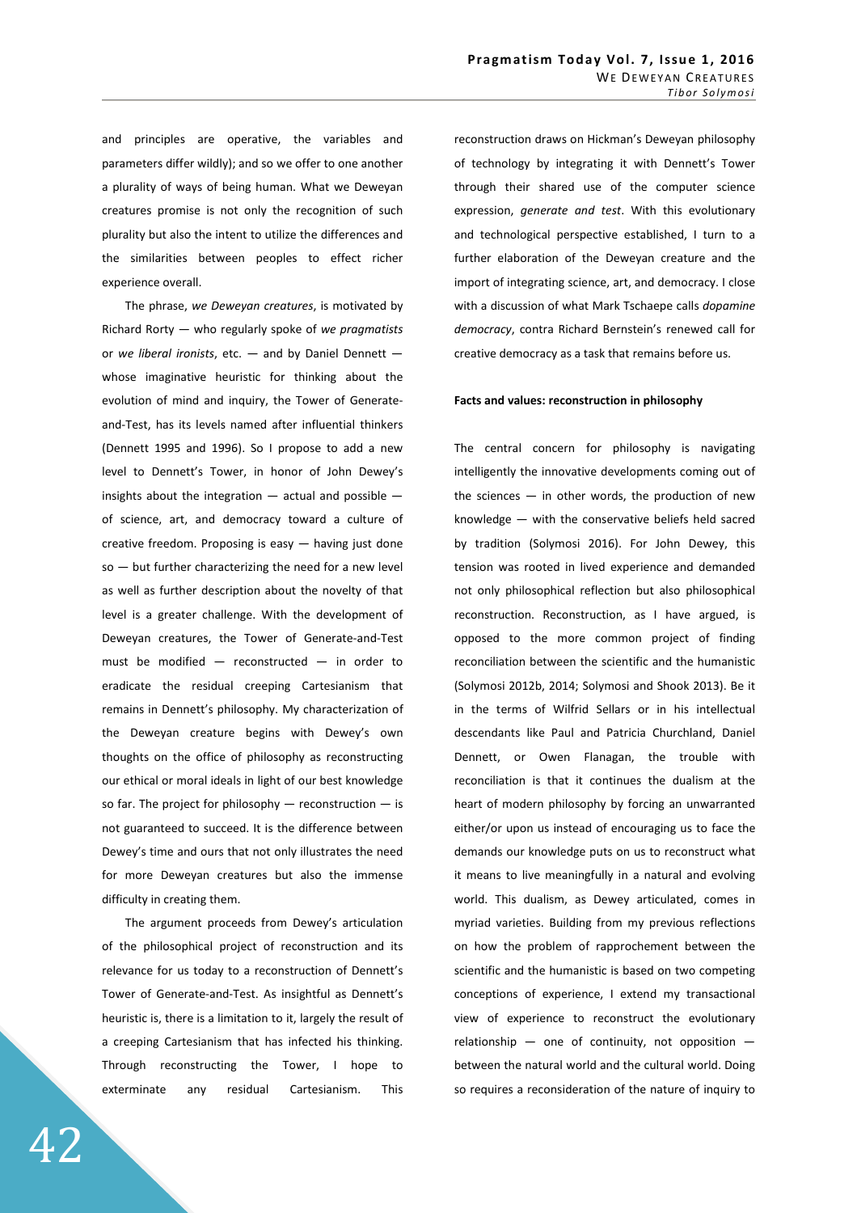and principles are operative, the variables and parameters differ wildly); and so we offer to one another a plurality of ways of being human. What we Deweyan creatures promise is not only the recognition of such plurality but also the intent to utilize the differences and the similarities between peoples to effect richer experience overall.

The phrase, *we Deweyan creatures*, is motivated by Richard Rorty — who regularly spoke of *we pragmatists* or *we liberal ironists*, etc. — and by Daniel Dennett — whose imaginative heuristic for thinking about the evolution of mind and inquiry, the Tower of Generate-and-Test, has its levels named after influential thinkers (Dennett 1995 and 1996). So I propose to add a new level to Dennett's Tower, in honor of John Dewey's insights about the integration — actual and possible — of science, art, and democracy toward a culture of creative freedom. Proposing is easy — having just done so — but further characterizing the need for a new level as well as further description about the novelty of that level is a greater challenge. With the development of Deweyan creatures, the Tower of Generate-and-Test must be modified — reconstructed — in order to eradicate the residual creeping Cartesianism that remains in Dennett's philosophy. My characterization of the Deweyan creature begins with Dewey's own thoughts on the office of philosophy as reconstructing our ethical or moral ideals in light of our best knowledge so far. The project for philosophy — reconstruction — is not guaranteed to succeed. It is the difference between Dewey's time and ours that not only illustrates the need for more Deweyan creatures but also the immense difficulty in creating them.

The argument proceeds from Dewey's articulation of the philosophical project of reconstruction and its relevance for us today to a reconstruction of Dennett's Tower of Generate-and-Test. As insightful as Dennett's heuristic is, there is a limitation to it, largely the result of a creeping Cartesianism that has infected his thinking. Through reconstructing the Tower, I hope to exterminate any residual Cartesianism. This reconstruction draws on Hickman's Deweyan philosophy of technology by integrating it with Dennett's Tower through their shared use of the computer science expression, *generate and test*. With this evolutionary and technological perspective established, I turn to a further elaboration of the Deweyan creature and the import of integrating science, art, and democracy. I close with a discussion of what Mark Tschaepe calls *dopamine democracy*, contra Richard Bernstein's renewed call for creative democracy as a task that remains before us.

**Facts and values: reconstruction in philosophy**

The central concern for philosophy is navigating intelligently the innovative developments coming out of the sciences — in other words, the production of new knowledge — with the conservative beliefs held sacred by tradition (Solymosi 2016). For John Dewey, this tension was rooted in lived experience and demanded not only philosophical reflection but also philosophical reconstruction. Reconstruction, as I have argued, is opposed to the more common project of finding reconciliation between the scientific and the humanistic (Solymosi 2012b, 2014; Solymosi and Shook 2013). Be it in the terms of Wilfrid Sellars or in his intellectual descendants like Paul and Patricia Churchland, Daniel Dennett, or Owen Flanagan, the trouble with reconciliation is that it continues the dualism at the heart of modern philosophy by forcing an unwarranted either/or upon us instead of encouraging us to face the demands our knowledge puts on us to reconstruct what it means to live meaningfully in a natural and evolving world. This dualism, as Dewey articulated, comes in myriad varieties. Building from my previous reflections on how the problem of rapprochement between the scientific and the humanistic is based on two competing conceptions of experience, I extend my transactional view of experience to reconstruct the evolutionary relationship — one of continuity, not opposition — between the natural world and the cultural world. Doing so requires a reconsideration of the nature of inquiry to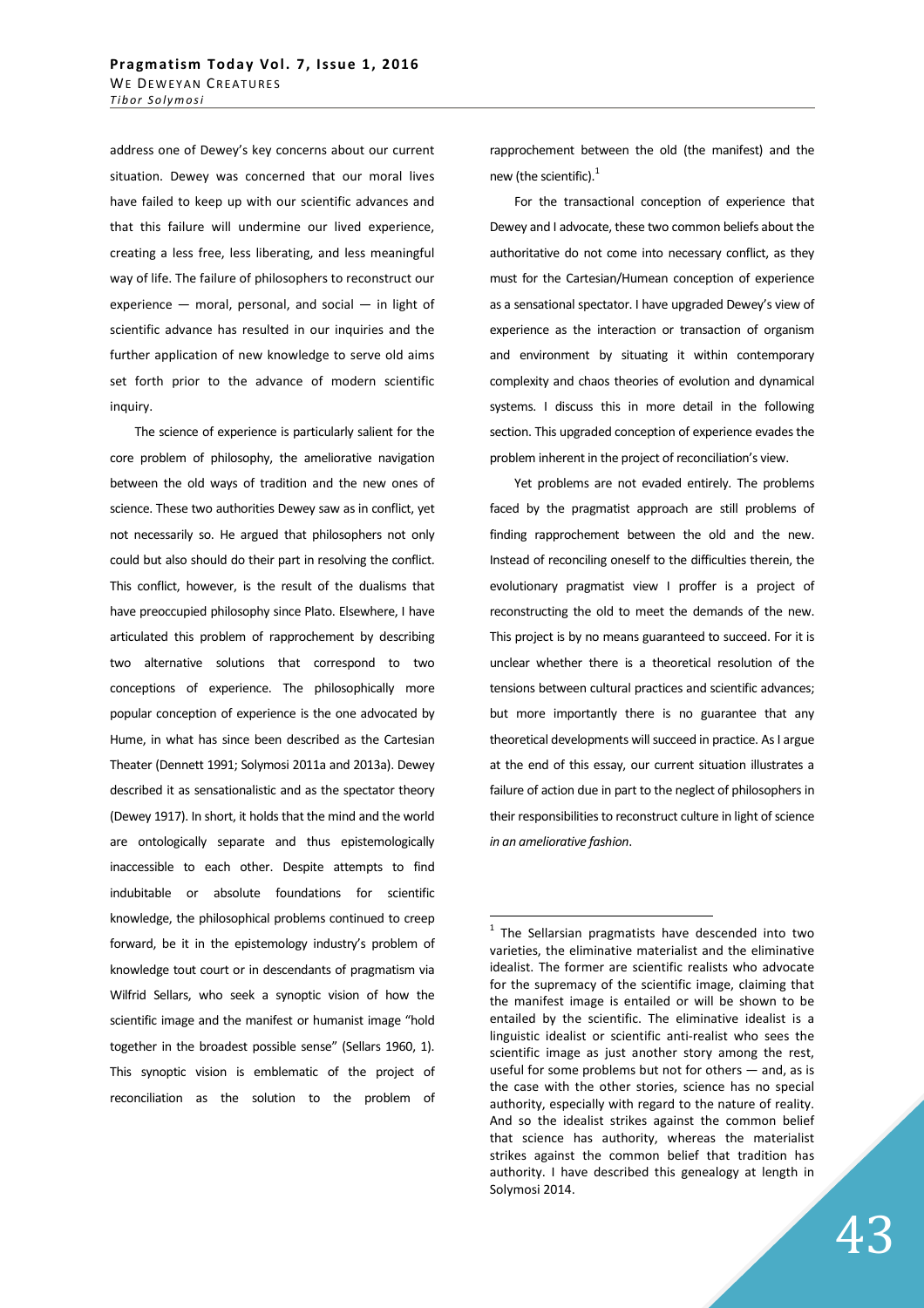address one of Dewey's key concerns about our current situation. Dewey was concerned that our moral lives have failed to keep up with our scientific advances and that this failure will undermine our lived experience, creating a less free, less liberating, and less meaningful way of life. The failure of philosophers to reconstruct our experience — moral, personal, and social — in light of scientific advance has resulted in our inquiries and the further application of new knowledge to serve old aims set forth prior to the advance of modern scientific inquiry.

The science of experience is particularly salient for the core problem of philosophy, the ameliorative navigation between the old ways of tradition and the new ones of science. These two authorities Dewey saw as in conflict, yet not necessarily so. He argued that philosophers not only could but also should do their part in resolving the conflict. This conflict, however, is the result of the dualisms that have preoccupied philosophy since Plato. Elsewhere, I have articulated this problem of rapprochement by describing two alternative solutions that correspond to two conceptions of experience. The philosophically more popular conception of experience is the one advocated by Hume, in what has since been described as the Cartesian Theater (Dennett 1991; Solymosi 2011a and 2013a). Dewey described it as sensationalistic and as the spectator theory (Dewey 1917). In short, it holds that the mind and the world are ontologically separate and thus epistemologically inaccessible to each other. Despite attempts to find indubitable or absolute foundations for scientific knowledge, the philosophical problems continued to creep forward, be it in the epistemology industry's problem of knowledge tout court or in descendants of pragmatism via Wilfrid Sellars, who seek a synoptic vision of how the scientific image and the manifest or humanist image "hold together in the broadest possible sense" (Sellars 1960, 1). This synoptic vision is emblematic of the project of reconciliation as the solution to the problem of rapprochement between the old (the manifest) and the new (the scientific).[1]

For the transactional conception of experience that Dewey and I advocate, these two common beliefs about the authoritative do not come into necessary conflict, as they must for the Cartesian/Humean conception of experience as a sensational spectator. I have upgraded Dewey's view of experience as the interaction or transaction of organism and environment by situating it within contemporary complexity and chaos theories of evolution and dynamical systems. I discuss this in more detail in the following section. This upgraded conception of experience evades the problem inherent in the project of reconciliation's view.

Yet problems are not evaded entirely. The problems faced by the pragmatist approach are still problems of finding rapprochement between the old and the new. Instead of reconciling oneself to the difficulties therein, the evolutionary pragmatist view I proffer is a project of reconstructing the old to meet the demands of the new. This project is by no means guaranteed to succeed. For it is unclear whether there is a theoretical resolution of the tensions between cultural practices and scientific advances; but more importantly there is no guarantee that any theoretical developments will succeed in practice. As I argue at the end of this essay, our current situation illustrates a failure of action due in part to the neglect of philosophers in their responsibilities to reconstruct culture in light of science *in an ameliorative fashion*.

---

[1] The Sellarsian pragmatists have descended into two varieties, the eliminative materialist and the eliminative idealist. The former are scientific realists who advocate for the supremacy of the scientific image, claiming that the manifest image is entailed or will be shown to be entailed by the scientific. The eliminative idealist is a linguistic idealist or scientific anti-realist who sees the scientific image as just another story among the rest, useful for some problems but not for others — and, as is the case with the other stories, science has no special authority, especially with regard to the nature of reality. And so the idealist strikes against the common belief that science has authority, whereas the materialist strikes against the common belief that tradition has authority. I have described this genealogy at length in Solymosi 2014.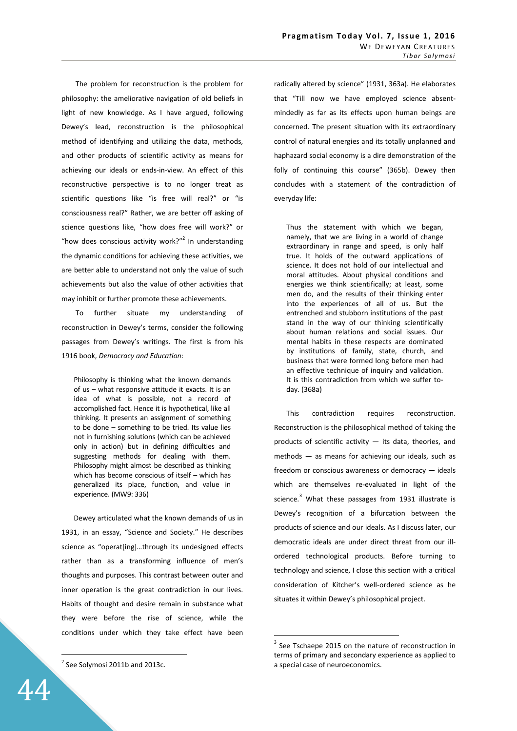The problem for reconstruction is the problem for philosophy: the ameliorative navigation of old beliefs in light of new knowledge. As I have argued, following Dewey's lead, reconstruction is the philosophical method of identifying and utilizing the data, methods, and other products of scientific activity as means for achieving our ideals or ends-in-view. An effect of this reconstructive perspective is to no longer treat as scientific questions like "is free will real?" or "is consciousness real?" Rather, we are better off asking of science questions like, "how does free will work?" or "how does conscious activity work?"[2] In understanding the dynamic conditions for achieving these activities, we are better able to understand not only the value of such achievements but also the value of other activities that may inhibit or further promote these achievements.

To further situate my understanding of reconstruction in Dewey's terms, consider the following passages from Dewey's writings. The first is from his 1916 book, *Democracy and Education*:

> Philosophy is thinking what the known demands of us – what responsive attitude it exacts. It is an idea of what is possible, not a record of accomplished fact. Hence it is hypothetical, like all thinking. It presents an assignment of something to be done – something to be tried. Its value lies not in furnishing solutions (which can be achieved only in action) but in defining difficulties and suggesting methods for dealing with them. Philosophy might almost be described as thinking which has become conscious of itself – which has generalized its place, function, and value in experience. (MW9: 336)

Dewey articulated what the known demands of us in 1931, in an essay, "Science and Society." He describes science as "operat[ing]…through its undesigned effects rather than as a transforming influence of men's thoughts and purposes. This contrast between outer and inner operation is the great contradiction in our lives. Habits of thought and desire remain in substance what they were before the rise of science, while the conditions under which they take effect have been radically altered by science" (1931, 363a). He elaborates that "Till now we have employed science absent-mindedly as far as its effects upon human beings are concerned. The present situation with its extraordinary control of natural energies and its totally unplanned and haphazard social economy is a dire demonstration of the folly of continuing this course" (365b). Dewey then concludes with a statement of the contradiction of everyday life:

> Thus the statement with which we began, namely, that we are living in a world of change extraordinary in range and speed, is only half true. It holds of the outward applications of science. It does not hold of our intellectual and moral attitudes. About physical conditions and energies we think scientifically; at least, some men do, and the results of their thinking enter into the experiences of all of us. But the entrenched and stubborn institutions of the past stand in the way of our thinking scientifically about human relations and social issues. Our mental habits in these respects are dominated by institutions of family, state, church, and business that were formed long before men had an effective technique of inquiry and validation. It is this contradiction from which we suffer to-day. (368a)

This contradiction requires reconstruction. Reconstruction is the philosophical method of taking the products of scientific activity — its data, theories, and methods — as means for achieving our ideals, such as freedom or conscious awareness or democracy — ideals which are themselves re-evaluated in light of the science.[3] What these passages from 1931 illustrate is Dewey's recognition of a bifurcation between the products of science and our ideals. As I discuss later, our democratic ideals are under direct threat from our ill-ordered technological products. Before turning to technology and science, I close this section with a critical consideration of Kitcher's well-ordered science as he situates it within Dewey's philosophical project.

---

[2] See Solymosi 2011b and 2013c.

[3] See Tschaepe 2015 on the nature of reconstruction in terms of primary and secondary experience as applied to a special case of neuroeconomics.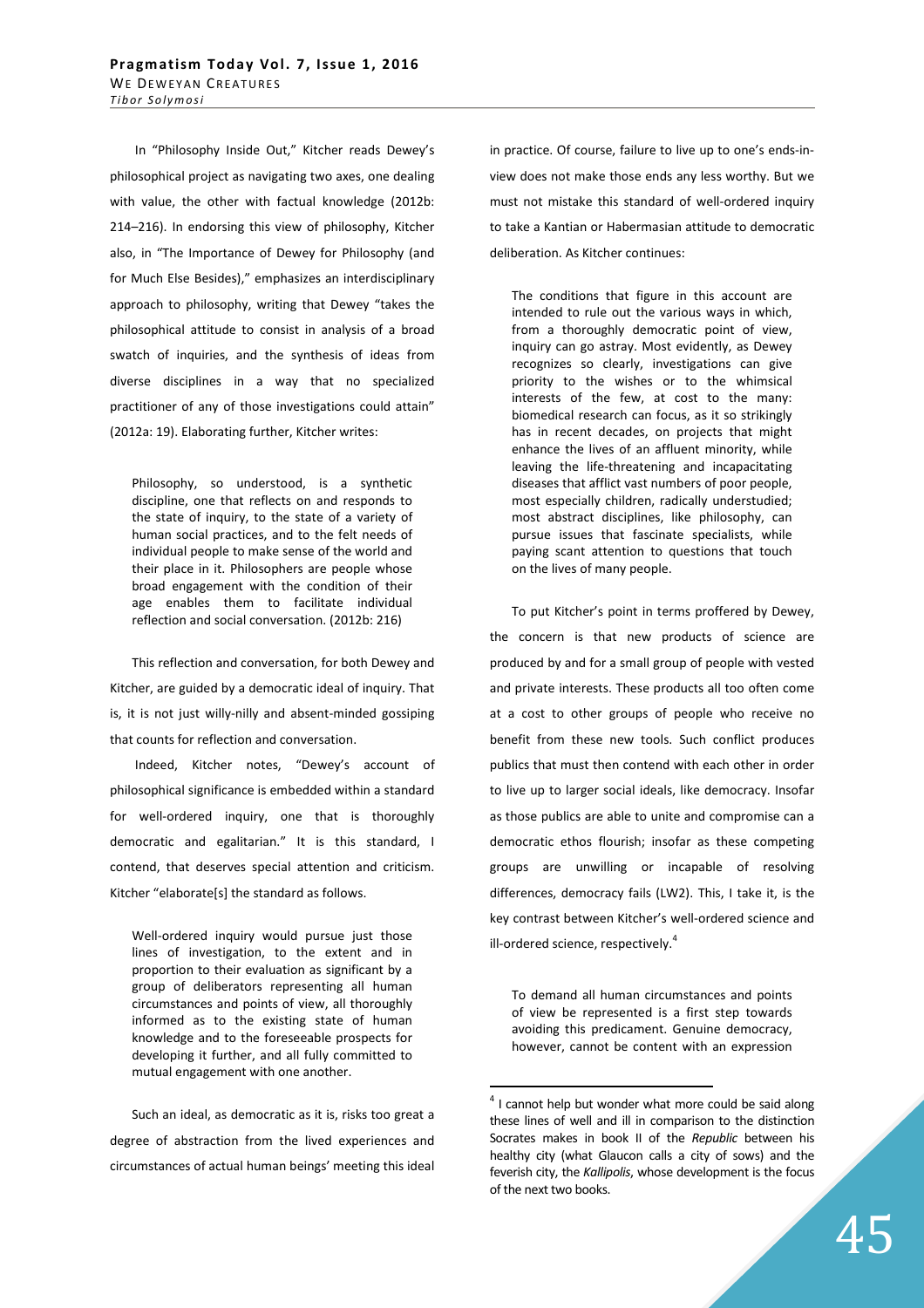In "Philosophy Inside Out," Kitcher reads Dewey's philosophical project as navigating two axes, one dealing with value, the other with factual knowledge (2012b: 214–216). In endorsing this view of philosophy, Kitcher also, in "The Importance of Dewey for Philosophy (and for Much Else Besides)," emphasizes an interdisciplinary approach to philosophy, writing that Dewey "takes the philosophical attitude to consist in analysis of a broad swatch of inquiries, and the synthesis of ideas from diverse disciplines in a way that no specialized practitioner of any of those investigations could attain" (2012a: 19). Elaborating further, Kitcher writes:

> Philosophy, so understood, is a synthetic discipline, one that reflects on and responds to the state of inquiry, to the state of a variety of human social practices, and to the felt needs of individual people to make sense of the world and their place in it. Philosophers are people whose broad engagement with the condition of their age enables them to facilitate individual reflection and social conversation. (2012b: 216)

This reflection and conversation, for both Dewey and Kitcher, are guided by a democratic ideal of inquiry. That is, it is not just willy-nilly and absent-minded gossiping that counts for reflection and conversation.

Indeed, Kitcher notes, "Dewey's account of philosophical significance is embedded within a standard for well-ordered inquiry, one that is thoroughly democratic and egalitarian." It is this standard, I contend, that deserves special attention and criticism. Kitcher "elaborate[s] the standard as follows.

> Well-ordered inquiry would pursue just those lines of investigation, to the extent and in proportion to their evaluation as significant by a group of deliberators representing all human circumstances and points of view, all thoroughly informed as to the existing state of human knowledge and to the foreseeable prospects for developing it further, and all fully committed to mutual engagement with one another.

Such an ideal, as democratic as it is, risks too great a degree of abstraction from the lived experiences and circumstances of actual human beings' meeting this ideal in practice. Of course, failure to live up to one's ends-in-view does not make those ends any less worthy. But we must not mistake this standard of well-ordered inquiry to take a Kantian or Habermasian attitude to democratic deliberation. As Kitcher continues:

> The conditions that figure in this account are intended to rule out the various ways in which, from a thoroughly democratic point of view, inquiry can go astray. Most evidently, as Dewey recognizes so clearly, investigations can give priority to the wishes or to the whimsical interests of the few, at cost to the many: biomedical research can focus, as it so strikingly has in recent decades, on projects that might enhance the lives of an affluent minority, while leaving the life-threatening and incapacitating diseases that afflict vast numbers of poor people, most especially children, radically understudied; most abstract disciplines, like philosophy, can pursue issues that fascinate specialists, while paying scant attention to questions that touch on the lives of many people.

To put Kitcher's point in terms proffered by Dewey, the concern is that new products of science are produced by and for a small group of people with vested and private interests. These products all too often come at a cost to other groups of people who receive no benefit from these new tools. Such conflict produces publics that must then contend with each other in order to live up to larger social ideals, like democracy. Insofar as those publics are able to unite and compromise can a democratic ethos flourish; insofar as these competing groups are unwilling or incapable of resolving differences, democracy fails (LW2). This, I take it, is the key contrast between Kitcher's well-ordered science and ill-ordered science, respectively.[4]

> To demand all human circumstances and points of view be represented is a first step towards avoiding this predicament. Genuine democracy, however, cannot be content with an expression

[4] I cannot help but wonder what more could be said along these lines of well and ill in comparison to the distinction Socrates makes in book II of the *Republic* between his healthy city (what Glaucon calls a city of sows) and the feverish city, the *Kallipolis*, whose development is the focus of the next two books.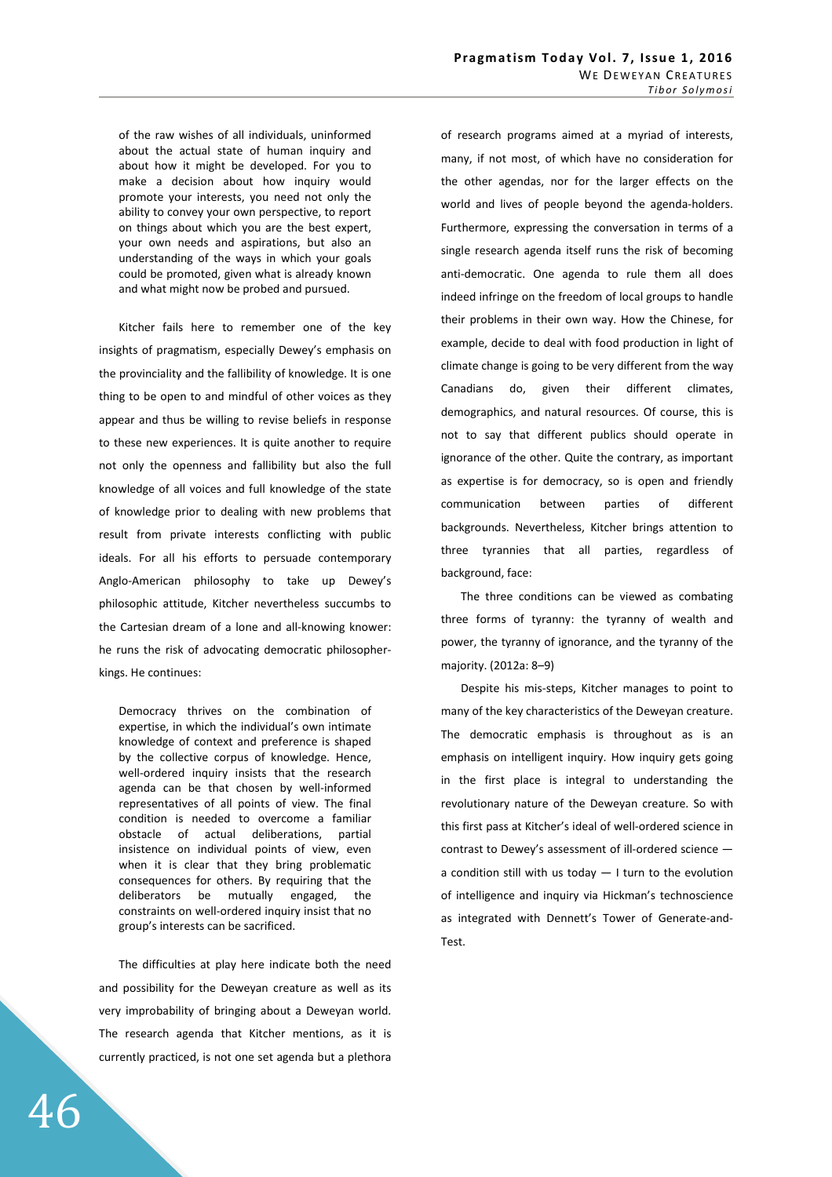> of the raw wishes of all individuals, uninformed about the actual state of human inquiry and about how it might be developed. For you to make a decision about how inquiry would promote your interests, you need not only the ability to convey your own perspective, to report on things about which you are the best expert, your own needs and aspirations, but also an understanding of the ways in which your goals could be promoted, given what is already known and what might now be probed and pursued.

Kitcher fails here to remember one of the key insights of pragmatism, especially Dewey's emphasis on the provinciality and the fallibility of knowledge. It is one thing to be open to and mindful of other voices as they appear and thus be willing to revise beliefs in response to these new experiences. It is quite another to require not only the openness and fallibility but also the full knowledge of all voices and full knowledge of the state of knowledge prior to dealing with new problems that result from private interests conflicting with public ideals. For all his efforts to persuade contemporary Anglo-American philosophy to take up Dewey's philosophic attitude, Kitcher nevertheless succumbs to the Cartesian dream of a lone and all-knowing knower: he runs the risk of advocating democratic philosopher-kings. He continues:

> Democracy thrives on the combination of expertise, in which the individual's own intimate knowledge of context and preference is shaped by the collective corpus of knowledge. Hence, well-ordered inquiry insists that the research agenda can be that chosen by well-informed representatives of all points of view. The final condition is needed to overcome a familiar obstacle of actual deliberations, partial insistence on individual points of view, even when it is clear that they bring problematic consequences for others. By requiring that the deliberators be mutually engaged, the constraints on well-ordered inquiry insist that no group's interests can be sacrificed.

The difficulties at play here indicate both the need and possibility for the Deweyan creature as well as its very improbability of bringing about a Deweyan world. The research agenda that Kitcher mentions, as it is currently practiced, is not one set agenda but a plethora of research programs aimed at a myriad of interests, many, if not most, of which have no consideration for the other agendas, nor for the larger effects on the world and lives of people beyond the agenda-holders. Furthermore, expressing the conversation in terms of a single research agenda itself runs the risk of becoming anti-democratic. One agenda to rule them all does indeed infringe on the freedom of local groups to handle their problems in their own way. How the Chinese, for example, decide to deal with food production in light of climate change is going to be very different from the way Canadians do, given their different climates, demographics, and natural resources. Of course, this is not to say that different publics should operate in ignorance of the other. Quite the contrary, as important as expertise is for democracy, so is open and friendly communication between parties of different backgrounds. Nevertheless, Kitcher brings attention to three tyrannies that all parties, regardless of background, face:

> The three conditions can be viewed as combating three forms of tyranny: the tyranny of wealth and power, the tyranny of ignorance, and the tyranny of the majority. (2012a: 8–9)

Despite his mis-steps, Kitcher manages to point to many of the key characteristics of the Deweyan creature. The democratic emphasis is throughout as is an emphasis on intelligent inquiry. How inquiry gets going in the first place is integral to understanding the revolutionary nature of the Deweyan creature. So with this first pass at Kitcher's ideal of well-ordered science in contrast to Dewey's assessment of ill-ordered science — a condition still with us today — I turn to the evolution of intelligence and inquiry via Hickman's technoscience as integrated with Dennett's Tower of Generate-and-Test.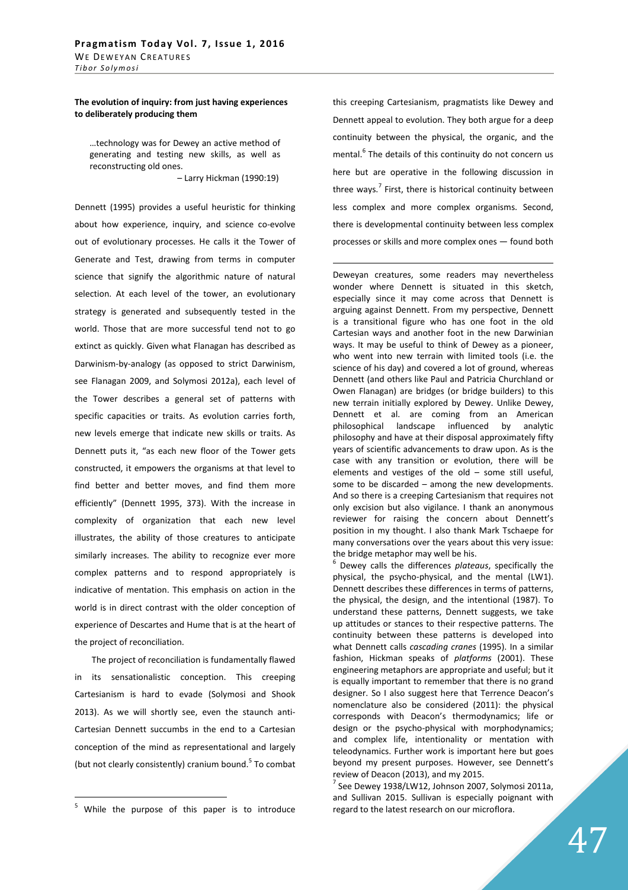**The evolution of inquiry: from just having experiences to deliberately producing them**

> …technology was for Dewey an active method of generating and testing new skills, as well as reconstructing old ones.
>
> – Larry Hickman (1990:19)

Dennett (1995) provides a useful heuristic for thinking about how experience, inquiry, and science co-evolve out of evolutionary processes. He calls it the Tower of Generate and Test, drawing from terms in computer science that signify the algorithmic nature of natural selection. At each level of the tower, an evolutionary strategy is generated and subsequently tested in the world. Those that are more successful tend not to go extinct as quickly. Given what Flanagan has described as Darwinism-by-analogy (as opposed to strict Darwinism, see Flanagan 2009, and Solymosi 2012a), each level of the Tower describes a general set of patterns with specific capacities or traits. As evolution carries forth, new levels emerge that indicate new skills or traits. As Dennett puts it, "as each new floor of the Tower gets constructed, it empowers the organisms at that level to find better and better moves, and find them more efficiently" (Dennett 1995, 373). With the increase in complexity of organization that each new level illustrates, the ability of those creatures to anticipate similarly increases. The ability to recognize ever more complex patterns and to respond appropriately is indicative of mentation. This emphasis on action in the world is in direct contrast with the older conception of experience of Descartes and Hume that is at the heart of the project of reconciliation.

The project of reconciliation is fundamentally flawed in its sensationalistic conception. This creeping Cartesianism is hard to evade (Solymosi and Shook 2013). As we will shortly see, even the staunch anti-Cartesian Dennett succumbs in the end to a Cartesian conception of the mind as representational and largely (but not clearly consistently) cranium bound.[5] To combat this creeping Cartesianism, pragmatists like Dewey and Dennett appeal to evolution. They both argue for a deep continuity between the physical, the organic, and the mental.[6] The details of this continuity do not concern us here but are operative in the following discussion in three ways.[7] First, there is historical continuity between less complex and more complex organisms. Second, there is developmental continuity between less complex processes or skills and more complex ones — found both

---

[5] While the purpose of this paper is to introduce Deweyan creatures, some readers may nevertheless wonder where Dennett is situated in this sketch, especially since it may come across that Dennett is arguing against Dennett. From my perspective, Dennett is a transitional figure who has one foot in the old Cartesian ways and another foot in the new Darwinian ways. It may be useful to think of Dewey as a pioneer, who went into new terrain with limited tools (i.e. the science of his day) and covered a lot of ground, whereas Dennett (and others like Paul and Patricia Churchland or Owen Flanagan) are bridges (or bridge builders) to this new terrain initially explored by Dewey. Unlike Dewey, Dennett et al. are coming from an American philosophical landscape influenced by analytic philosophy and have at their disposal approximately fifty years of scientific advancements to draw upon. As is the case with any transition or evolution, there will be elements and vestiges of the old – some still useful, some to be discarded – among the new developments. And so there is a creeping Cartesianism that requires not only excision but also vigilance. I thank an anonymous reviewer for raising the concern about Dennett's position in my thought. I also thank Mark Tschaepe for many conversations over the years about this very issue: the bridge metaphor may well be his.

[6] Dewey calls the differences *plateaus*, specifically the physical, the psycho-physical, and the mental (LW1). Dennett describes these differences in terms of patterns, the physical, the design, and the intentional (1987). To understand these patterns, Dennett suggests, we take up attitudes or stances to their respective patterns. The continuity between these patterns is developed into what Dennett calls *cascading cranes* (1995). In a similar fashion, Hickman speaks of *platforms* (2001). These engineering metaphors are appropriate and useful; but it is equally important to remember that there is no grand designer. So I also suggest here that Terrence Deacon's nomenclature also be considered (2011): the physical corresponds with Deacon's thermodynamics; life or design or the psycho-physical with morphodynamics; and complex life, intentionality or mentation with teleodynamics. Further work is important here but goes beyond my present purposes. However, see Dennett's review of Deacon (2013), and my 2015.

[7] See Dewey 1938/LW12, Johnson 2007, Solymosi 2011a, and Sullivan 2015. Sullivan is especially poignant with regard to the latest research on our microflora.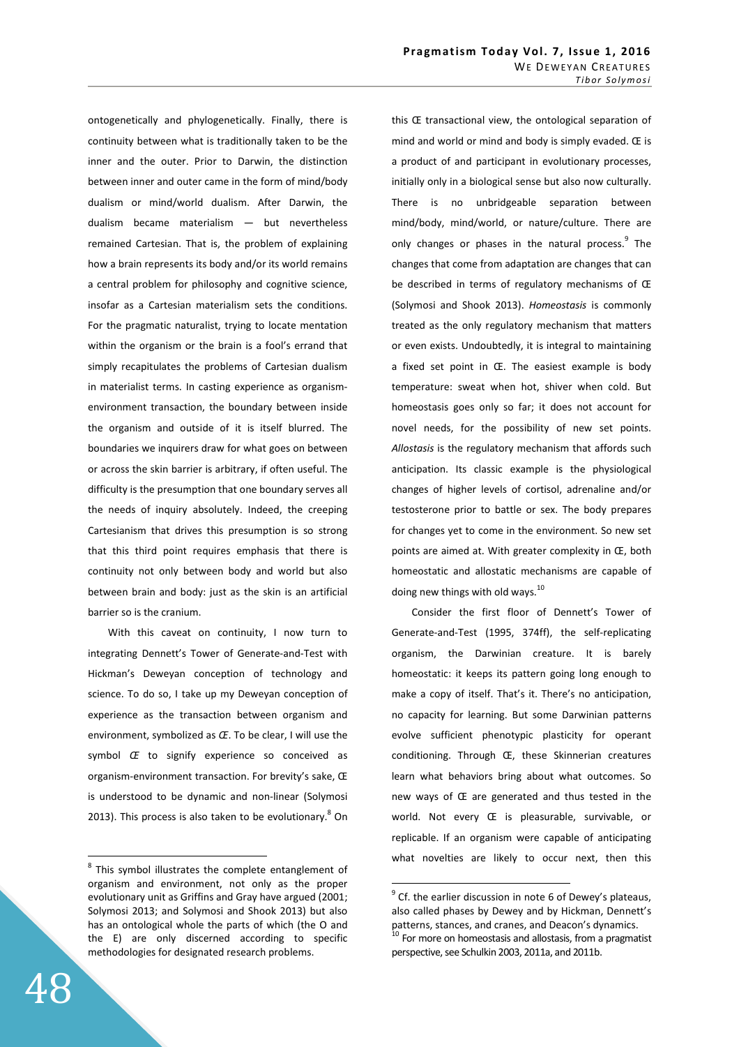ontogenetically and phylogenetically. Finally, there is continuity between what is traditionally taken to be the inner and the outer. Prior to Darwin, the distinction between inner and outer came in the form of mind/body dualism or mind/world dualism. After Darwin, the dualism became materialism — but nevertheless remained Cartesian. That is, the problem of explaining how a brain represents its body and/or its world remains a central problem for philosophy and cognitive science, insofar as a Cartesian materialism sets the conditions. For the pragmatic naturalist, trying to locate mentation within the organism or the brain is a fool's errand that simply recapitulates the problems of Cartesian dualism in materialist terms. In casting experience as organism-environment transaction, the boundary between inside the organism and outside of it is itself blurred. The boundaries we inquirers draw for what goes on between or across the skin barrier is arbitrary, if often useful. The difficulty is the presumption that one boundary serves all the needs of inquiry absolutely. Indeed, the creeping Cartesianism that drives this presumption is so strong that this third point requires emphasis that there is continuity not only between body and world but also between brain and body: just as the skin is an artificial barrier so is the cranium.

With this caveat on continuity, I now turn to integrating Dennett's Tower of Generate-and-Test with Hickman's Deweyan conception of technology and science. To do so, I take up my Deweyan conception of experience as the transaction between organism and environment, symbolized as *Œ*. To be clear, I will use the symbol *Œ* to signify experience so conceived as organism-environment transaction. For brevity's sake, Œ is understood to be dynamic and non-linear (Solymosi 2013). This process is also taken to be evolutionary.[8] On this Œ transactional view, the ontological separation of mind and world or mind and body is simply evaded. Œ is a product of and participant in evolutionary processes, initially only in a biological sense but also now culturally. There is no unbridgeable separation between mind/body, mind/world, or nature/culture. There are only changes or phases in the natural process.[9] The changes that come from adaptation are changes that can be described in terms of regulatory mechanisms of Œ (Solymosi and Shook 2013). *Homeostasis* is commonly treated as the only regulatory mechanism that matters or even exists. Undoubtedly, it is integral to maintaining a fixed set point in Œ. The easiest example is body temperature: sweat when hot, shiver when cold. But homeostasis goes only so far; it does not account for novel needs, for the possibility of new set points. *Allostasis* is the regulatory mechanism that affords such anticipation. Its classic example is the physiological changes of higher levels of cortisol, adrenaline and/or testosterone prior to battle or sex. The body prepares for changes yet to come in the environment. So new set points are aimed at. With greater complexity in Œ, both homeostatic and allostatic mechanisms are capable of doing new things with old ways.[10]

Consider the first floor of Dennett's Tower of Generate-and-Test (1995, 374ff), the self-replicating organism, the Darwinian creature. It is barely homeostatic: it keeps its pattern going long enough to make a copy of itself. That's it. There's no anticipation, no capacity for learning. But some Darwinian patterns evolve sufficient phenotypic plasticity for operant conditioning. Through Œ, these Skinnerian creatures learn what behaviors bring about what outcomes. So new ways of Œ are generated and thus tested in the world. Not every Œ is pleasurable, survivable, or replicable. If an organism were capable of anticipating what novelties are likely to occur next, then this

[8] This symbol illustrates the complete entanglement of organism and environment, not only as the proper evolutionary unit as Griffins and Gray have argued (2001; Solymosi 2013; and Solymosi and Shook 2013) but also has an ontological whole the parts of which (the O and the E) are only discerned according to specific methodologies for designated research problems.

[9] Cf. the earlier discussion in note 6 of Dewey's plateaus, also called phases by Dewey and by Hickman, Dennett's patterns, stances, and cranes, and Deacon's dynamics.

[10] For more on homeostasis and allostasis, from a pragmatist perspective, see Schulkin 2003, 2011a, and 2011b.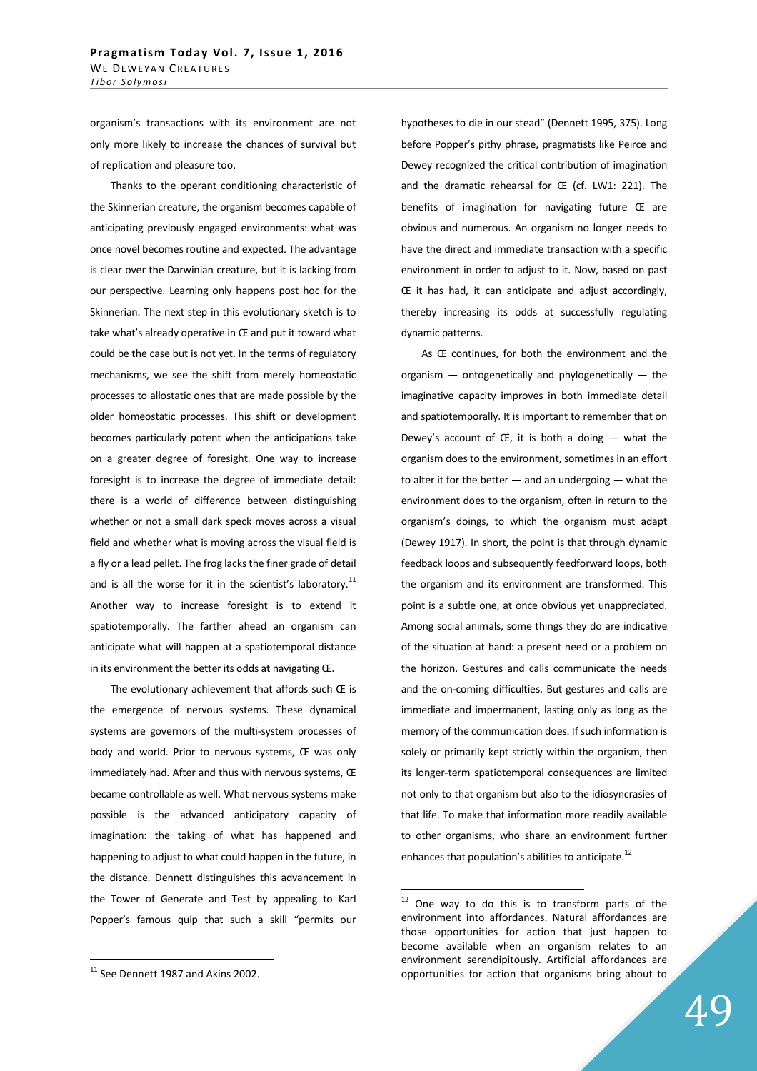organism's transactions with its environment are not only more likely to increase the chances of survival but of replication and pleasure too.

Thanks to the operant conditioning characteristic of the Skinnerian creature, the organism becomes capable of anticipating previously engaged environments: what was once novel becomes routine and expected. The advantage is clear over the Darwinian creature, but it is lacking from our perspective. Learning only happens post hoc for the Skinnerian. The next step in this evolutionary sketch is to take what's already operative in Œ and put it toward what could be the case but is not yet. In the terms of regulatory mechanisms, we see the shift from merely homeostatic processes to allostatic ones that are made possible by the older homeostatic processes. This shift or development becomes particularly potent when the anticipations take on a greater degree of foresight. One way to increase foresight is to increase the degree of immediate detail: there is a world of difference between distinguishing whether or not a small dark speck moves across a visual field and whether what is moving across the visual field is a fly or a lead pellet. The frog lacks the finer grade of detail and is all the worse for it in the scientist's laboratory.[11] Another way to increase foresight is to extend it spatiotemporally. The farther ahead an organism can anticipate what will happen at a spatiotemporal distance in its environment the better its odds at navigating Œ.

The evolutionary achievement that affords such Œ is the emergence of nervous systems. These dynamical systems are governors of the multi-system processes of body and world. Prior to nervous systems, Œ was only immediately had. After and thus with nervous systems, Œ became controllable as well. What nervous systems make possible is the advanced anticipatory capacity of imagination: the taking of what has happened and happening to adjust to what could happen in the future, in the distance. Dennett distinguishes this advancement in the Tower of Generate and Test by appealing to Karl Popper's famous quip that such a skill "permits our hypotheses to die in our stead" (Dennett 1995, 375). Long before Popper's pithy phrase, pragmatists like Peirce and Dewey recognized the critical contribution of imagination and the dramatic rehearsal for Œ (cf. LW1: 221). The benefits of imagination for navigating future Œ are obvious and numerous. An organism no longer needs to have the direct and immediate transaction with a specific environment in order to adjust to it. Now, based on past Œ it has had, it can anticipate and adjust accordingly, thereby increasing its odds at successfully regulating dynamic patterns.

As Œ continues, for both the environment and the organism — ontogenetically and phylogenetically — the imaginative capacity improves in both immediate detail and spatiotemporally. It is important to remember that on Dewey's account of Œ, it is both a doing — what the organism does to the environment, sometimes in an effort to alter it for the better — and an undergoing — what the environment does to the organism, often in return to the organism's doings, to which the organism must adapt (Dewey 1917). In short, the point is that through dynamic feedback loops and subsequently feedforward loops, both the organism and its environment are transformed. This point is a subtle one, at once obvious yet unappreciated. Among social animals, some things they do are indicative of the situation at hand: a present need or a problem on the horizon. Gestures and calls communicate the needs and the on-coming difficulties. But gestures and calls are immediate and impermanent, lasting only as long as the memory of the communication does. If such information is solely or primarily kept strictly within the organism, then its longer-term spatiotemporal consequences are limited not only to that organism but also to the idiosyncrasies of that life. To make that information more readily available to other organisms, who share an environment further enhances that population's abilities to anticipate.[12]

---

[11] See Dennett 1987 and Akins 2002.

[12] One way to do this is to transform parts of the environment into affordances. Natural affordances are those opportunities for action that just happen to become available when an organism relates to an environment serendipitously. Artificial affordances are opportunities for action that organisms bring about to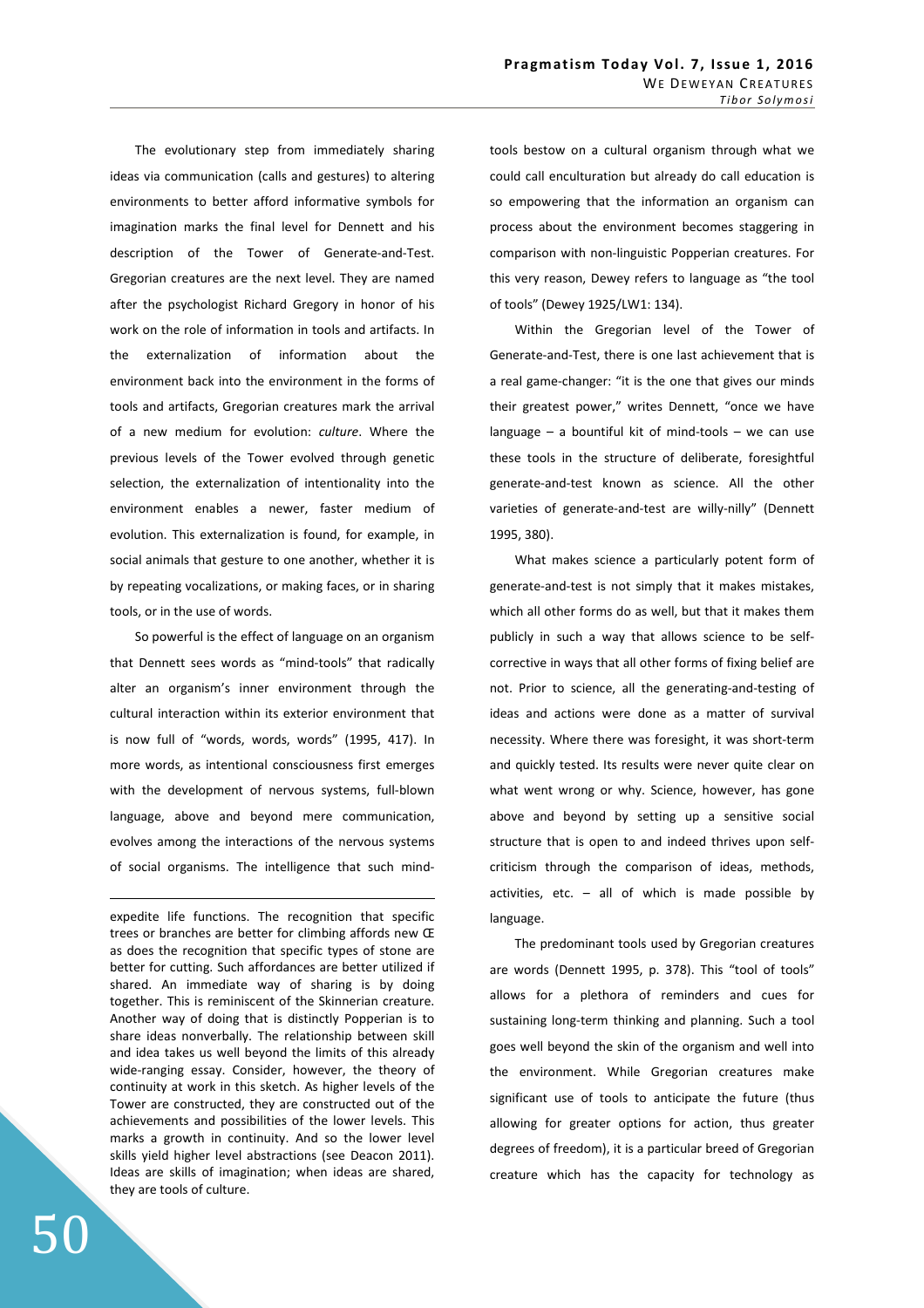The evolutionary step from immediately sharing ideas via communication (calls and gestures) to altering environments to better afford informative symbols for imagination marks the final level for Dennett and his description of the Tower of Generate-and-Test. Gregorian creatures are the next level. They are named after the psychologist Richard Gregory in honor of his work on the role of information in tools and artifacts. In the externalization of information about the environment back into the environment in the forms of tools and artifacts, Gregorian creatures mark the arrival of a new medium for evolution: *culture*. Where the previous levels of the Tower evolved through genetic selection, the externalization of intentionality into the environment enables a newer, faster medium of evolution. This externalization is found, for example, in social animals that gesture to one another, whether it is by repeating vocalizations, or making faces, or in sharing tools, or in the use of words.

So powerful is the effect of language on an organism that Dennett sees words as "mind-tools" that radically alter an organism's inner environment through the cultural interaction within its exterior environment that is now full of "words, words, words" (1995, 417). In more words, as intentional consciousness first emerges with the development of nervous systems, full-blown language, above and beyond mere communication, evolves among the interactions of the nervous systems of social organisms. The intelligence that such mind-tools bestow on a cultural organism through what we could call enculturation but already do call education is so empowering that the information an organism can process about the environment becomes staggering in comparison with non-linguistic Popperian creatures. For this very reason, Dewey refers to language as "the tool of tools" (Dewey 1925/LW1: 134).

Within the Gregorian level of the Tower of Generate-and-Test, there is one last achievement that is a real game-changer: "it is the one that gives our minds their greatest power," writes Dennett, "once we have language – a bountiful kit of mind-tools – we can use these tools in the structure of deliberate, foresightful generate-and-test known as science. All the other varieties of generate-and-test are willy-nilly" (Dennett 1995, 380).

What makes science a particularly potent form of generate-and-test is not simply that it makes mistakes, which all other forms do as well, but that it makes them publicly in such a way that allows science to be self-corrective in ways that all other forms of fixing belief are not. Prior to science, all the generating-and-testing of ideas and actions were done as a matter of survival necessity. Where there was foresight, it was short-term and quickly tested. Its results were never quite clear on what went wrong or why. Science, however, has gone above and beyond by setting up a sensitive social structure that is open to and indeed thrives upon self-criticism through the comparison of ideas, methods, activities, etc. – all of which is made possible by language.

The predominant tools used by Gregorian creatures are words (Dennett 1995, p. 378). This "tool of tools" allows for a plethora of reminders and cues for sustaining long-term thinking and planning. Such a tool goes well beyond the skin of the organism and well into the environment. While Gregorian creatures make significant use of tools to anticipate the future (thus allowing for greater options for action, thus greater degrees of freedom), it is a particular breed of Gregorian creature which has the capacity for technology as

---

expedite life functions. The recognition that specific trees or branches are better for climbing affords new Œ as does the recognition that specific types of stone are better for cutting. Such affordances are better utilized if shared. An immediate way of sharing is by doing together. This is reminiscent of the Skinnerian creature. Another way of doing that is distinctly Popperian is to share ideas nonverbally. The relationship between skill and idea takes us well beyond the limits of this already wide-ranging essay. Consider, however, the theory of continuity at work in this sketch. As higher levels of the Tower are constructed, they are constructed out of the achievements and possibilities of the lower levels. This marks a growth in continuity. And so the lower level skills yield higher level abstractions (see Deacon 2011). Ideas are skills of imagination; when ideas are shared, they are tools of culture.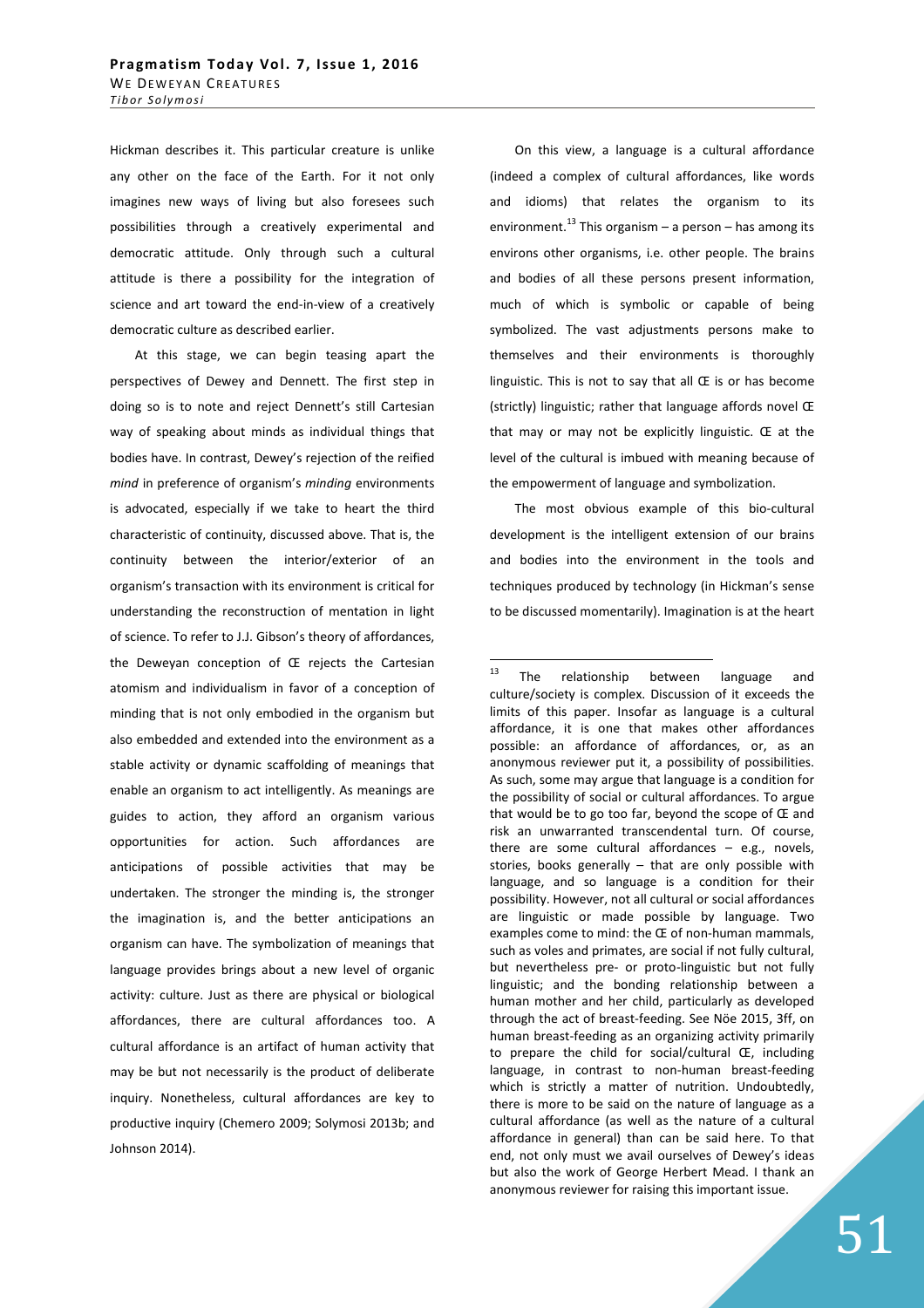Hickman describes it. This particular creature is unlike any other on the face of the Earth. For it not only imagines new ways of living but also foresees such possibilities through a creatively experimental and democratic attitude. Only through such a cultural attitude is there a possibility for the integration of science and art toward the end-in-view of a creatively democratic culture as described earlier.

At this stage, we can begin teasing apart the perspectives of Dewey and Dennett. The first step in doing so is to note and reject Dennett's still Cartesian way of speaking about minds as individual things that bodies have. In contrast, Dewey's rejection of the reified *mind* in preference of organism's *minding* environments is advocated, especially if we take to heart the third characteristic of continuity, discussed above. That is, the continuity between the interior/exterior of an organism's transaction with its environment is critical for understanding the reconstruction of mentation in light of science. To refer to J.J. Gibson's theory of affordances, the Deweyan conception of Œ rejects the Cartesian atomism and individualism in favor of a conception of minding that is not only embodied in the organism but also embedded and extended into the environment as a stable activity or dynamic scaffolding of meanings that enable an organism to act intelligently. As meanings are guides to action, they afford an organism various opportunities for action. Such affordances are anticipations of possible activities that may be undertaken. The stronger the minding is, the stronger the imagination is, and the better anticipations an organism can have. The symbolization of meanings that language provides brings about a new level of organic activity: culture. Just as there are physical or biological affordances, there are cultural affordances too. A cultural affordance is an artifact of human activity that may be but not necessarily is the product of deliberate inquiry. Nonetheless, cultural affordances are key to productive inquiry (Chemero 2009; Solymosi 2013b; and Johnson 2014).

On this view, a language is a cultural affordance (indeed a complex of cultural affordances, like words and idioms) that relates the organism to its environment.[13] This organism – a person – has among its environs other organisms, i.e. other people. The brains and bodies of all these persons present information, much of which is symbolic or capable of being symbolized. The vast adjustments persons make to themselves and their environments is thoroughly linguistic. This is not to say that all Œ is or has become (strictly) linguistic; rather that language affords novel Œ that may or may not be explicitly linguistic. Œ at the level of the cultural is imbued with meaning because of the empowerment of language and symbolization.

The most obvious example of this bio-cultural development is the intelligent extension of our brains and bodies into the environment in the tools and techniques produced by technology (in Hickman's sense to be discussed momentarily). Imagination is at the heart

---

[13] The relationship between language and culture/society is complex. Discussion of it exceeds the limits of this paper. Insofar as language is a cultural affordance, it is one that makes other affordances possible: an affordance of affordances, or, as an anonymous reviewer put it, a possibility of possibilities. As such, some may argue that language is a condition for the possibility of social or cultural affordances. To argue that would be to go too far, beyond the scope of Œ and risk an unwarranted transcendental turn. Of course, there are some cultural affordances – e.g., novels, stories, books generally – that are only possible with language, and so language is a condition for their possibility. However, not all cultural or social affordances are linguistic or made possible by language. Two examples come to mind: the Œ of non-human mammals, such as voles and primates, are social if not fully cultural, but nevertheless pre- or proto-linguistic but not fully linguistic; and the bonding relationship between a human mother and her child, particularly as developed through the act of breast-feeding. See Nöe 2015, 3ff, on human breast-feeding as an organizing activity primarily to prepare the child for social/cultural Œ, including language, in contrast to non-human breast-feeding which is strictly a matter of nutrition. Undoubtedly, there is more to be said on the nature of language as a cultural affordance (as well as the nature of a cultural affordance in general) than can be said here. To that end, not only must we avail ourselves of Dewey's ideas but also the work of George Herbert Mead. I thank an anonymous reviewer for raising this important issue.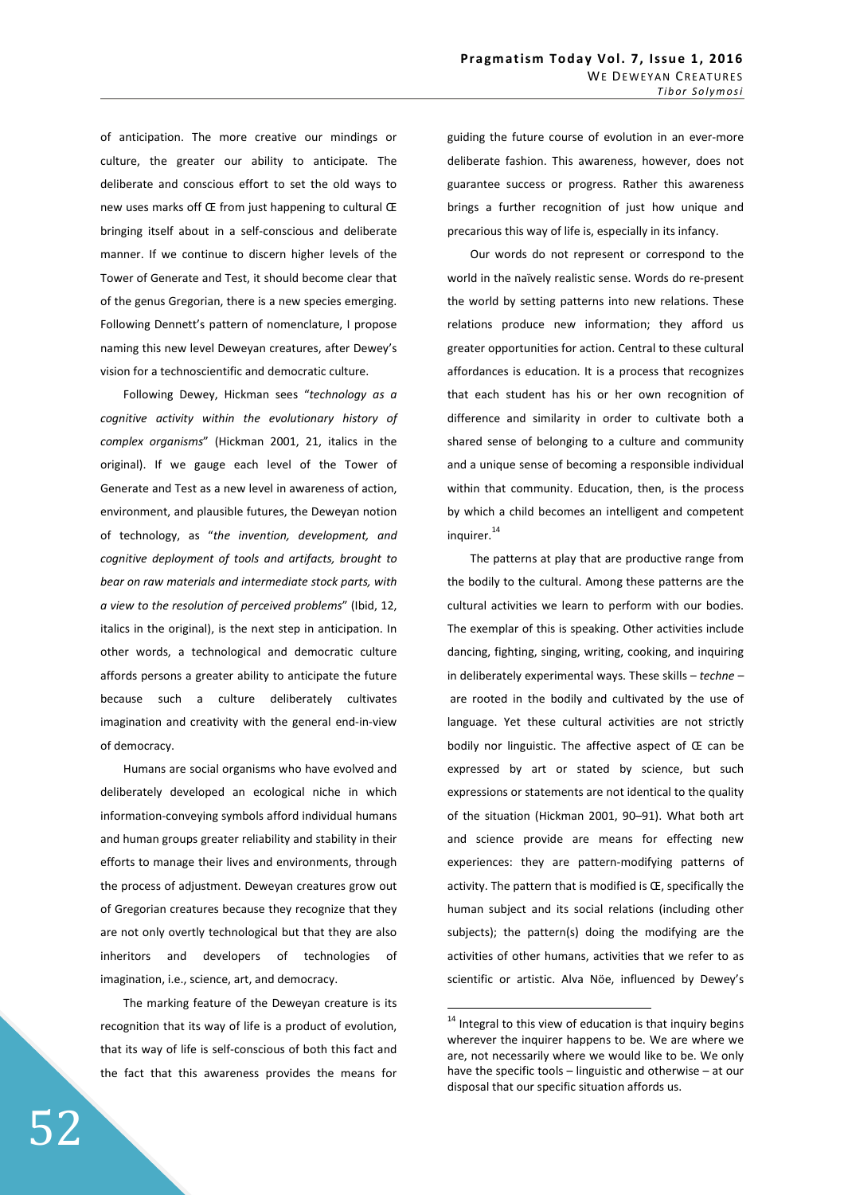of anticipation. The more creative our mindings or culture, the greater our ability to anticipate. The deliberate and conscious effort to set the old ways to new uses marks off Œ from just happening to cultural Œ bringing itself about in a self-conscious and deliberate manner. If we continue to discern higher levels of the Tower of Generate and Test, it should become clear that of the genus Gregorian, there is a new species emerging. Following Dennett's pattern of nomenclature, I propose naming this new level Deweyan creatures, after Dewey's vision for a technoscientific and democratic culture.

Following Dewey, Hickman sees "*technology as a cognitive activity within the evolutionary history of complex organisms*" (Hickman 2001, 21, italics in the original). If we gauge each level of the Tower of Generate and Test as a new level in awareness of action, environment, and plausible futures, the Deweyan notion of technology, as "*the invention, development, and cognitive deployment of tools and artifacts, brought to bear on raw materials and intermediate stock parts, with a view to the resolution of perceived problems*" (Ibid, 12, italics in the original), is the next step in anticipation. In other words, a technological and democratic culture affords persons a greater ability to anticipate the future because such a culture deliberately cultivates imagination and creativity with the general end-in-view of democracy.

Humans are social organisms who have evolved and deliberately developed an ecological niche in which information-conveying symbols afford individual humans and human groups greater reliability and stability in their efforts to manage their lives and environments, through the process of adjustment. Deweyan creatures grow out of Gregorian creatures because they recognize that they are not only overtly technological but that they are also inheritors and developers of technologies of imagination, i.e., science, art, and democracy.

The marking feature of the Deweyan creature is its recognition that its way of life is a product of evolution, that its way of life is self-conscious of both this fact and the fact that this awareness provides the means for guiding the future course of evolution in an ever-more deliberate fashion. This awareness, however, does not guarantee success or progress. Rather this awareness brings a further recognition of just how unique and precarious this way of life is, especially in its infancy.

Our words do not represent or correspond to the world in the naïvely realistic sense. Words do re-present the world by setting patterns into new relations. These relations produce new information; they afford us greater opportunities for action. Central to these cultural affordances is education. It is a process that recognizes that each student has his or her own recognition of difference and similarity in order to cultivate both a shared sense of belonging to a culture and community and a unique sense of becoming a responsible individual within that community. Education, then, is the process by which a child becomes an intelligent and competent inquirer.[14]

The patterns at play that are productive range from the bodily to the cultural. Among these patterns are the cultural activities we learn to perform with our bodies. The exemplar of this is speaking. Other activities include dancing, fighting, singing, writing, cooking, and inquiring in deliberately experimental ways. These skills – *techne* – are rooted in the bodily and cultivated by the use of language. Yet these cultural activities are not strictly bodily nor linguistic. The affective aspect of Œ can be expressed by art or stated by science, but such expressions or statements are not identical to the quality of the situation (Hickman 2001, 90–91). What both art and science provide are means for effecting new experiences: they are pattern-modifying patterns of activity. The pattern that is modified is Œ, specifically the human subject and its social relations (including other subjects); the pattern(s) doing the modifying are the activities of other humans, activities that we refer to as scientific or artistic. Alva Nöe, influenced by Dewey's

---

[14] Integral to this view of education is that inquiry begins wherever the inquirer happens to be. We are where we are, not necessarily where we would like to be. We only have the specific tools – linguistic and otherwise – at our disposal that our specific situation affords us.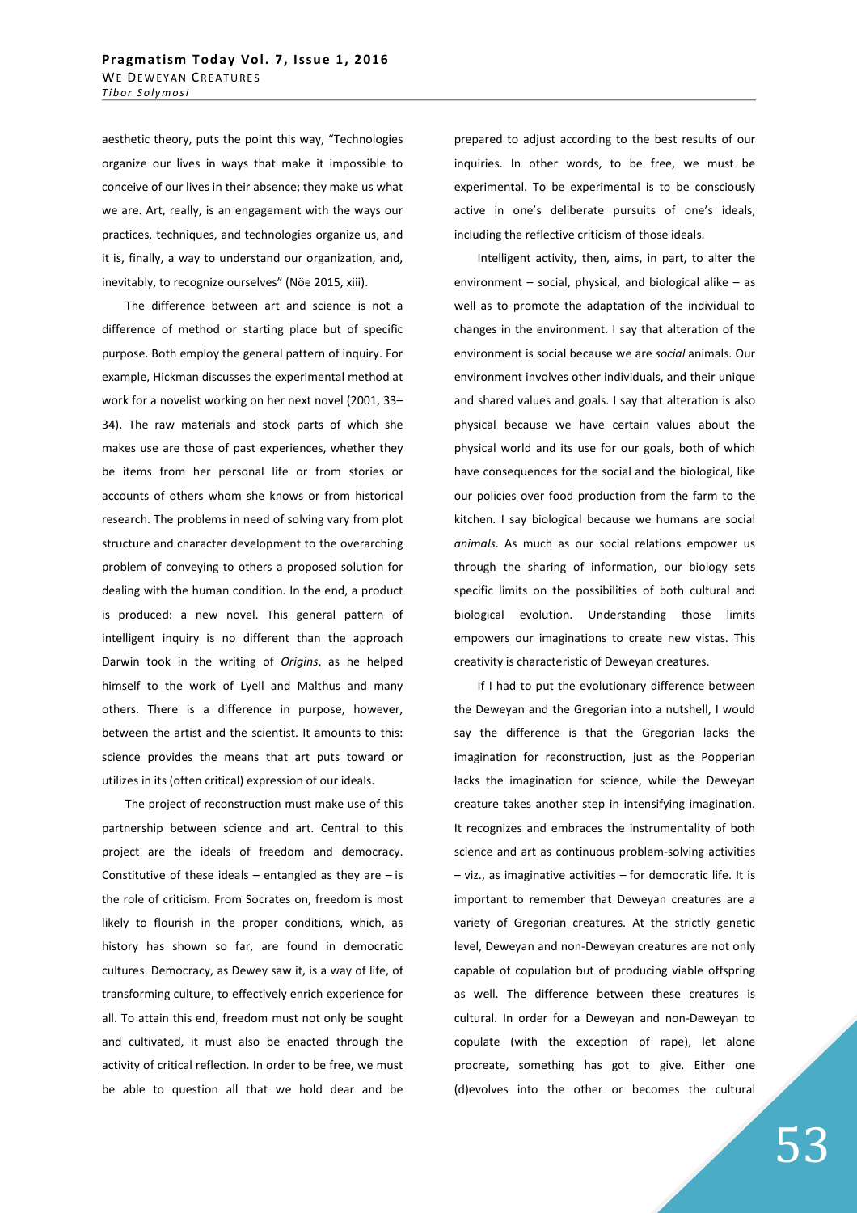aesthetic theory, puts the point this way, "Technologies organize our lives in ways that make it impossible to conceive of our lives in their absence; they make us what we are. Art, really, is an engagement with the ways our practices, techniques, and technologies organize us, and it is, finally, a way to understand our organization, and, inevitably, to recognize ourselves" (Nöe 2015, xiii).

The difference between art and science is not a difference of method or starting place but of specific purpose. Both employ the general pattern of inquiry. For example, Hickman discusses the experimental method at work for a novelist working on her next novel (2001, 33–34). The raw materials and stock parts of which she makes use are those of past experiences, whether they be items from her personal life or from stories or accounts of others whom she knows or from historical research. The problems in need of solving vary from plot structure and character development to the overarching problem of conveying to others a proposed solution for dealing with the human condition. In the end, a product is produced: a new novel. This general pattern of intelligent inquiry is no different than the approach Darwin took in the writing of *Origins*, as he helped himself to the work of Lyell and Malthus and many others. There is a difference in purpose, however, between the artist and the scientist. It amounts to this: science provides the means that art puts toward or utilizes in its (often critical) expression of our ideals.

The project of reconstruction must make use of this partnership between science and art. Central to this project are the ideals of freedom and democracy. Constitutive of these ideals – entangled as they are – is the role of criticism. From Socrates on, freedom is most likely to flourish in the proper conditions, which, as history has shown so far, are found in democratic cultures. Democracy, as Dewey saw it, is a way of life, of transforming culture, to effectively enrich experience for all. To attain this end, freedom must not only be sought and cultivated, it must also be enacted through the activity of critical reflection. In order to be free, we must be able to question all that we hold dear and be prepared to adjust according to the best results of our inquiries. In other words, to be free, we must be experimental. To be experimental is to be consciously active in one's deliberate pursuits of one's ideals, including the reflective criticism of those ideals.

Intelligent activity, then, aims, in part, to alter the environment – social, physical, and biological alike – as well as to promote the adaptation of the individual to changes in the environment. I say that alteration of the environment is social because we are *social* animals. Our environment involves other individuals, and their unique and shared values and goals. I say that alteration is also physical because we have certain values about the physical world and its use for our goals, both of which have consequences for the social and the biological, like our policies over food production from the farm to the kitchen. I say biological because we humans are social *animals*. As much as our social relations empower us through the sharing of information, our biology sets specific limits on the possibilities of both cultural and biological evolution. Understanding those limits empowers our imaginations to create new vistas. This creativity is characteristic of Deweyan creatures.

If I had to put the evolutionary difference between the Deweyan and the Gregorian into a nutshell, I would say the difference is that the Gregorian lacks the imagination for reconstruction, just as the Popperian lacks the imagination for science, while the Deweyan creature takes another step in intensifying imagination. It recognizes and embraces the instrumentality of both science and art as continuous problem-solving activities – viz., as imaginative activities – for democratic life. It is important to remember that Deweyan creatures are a variety of Gregorian creatures. At the strictly genetic level, Deweyan and non-Deweyan creatures are not only capable of copulation but of producing viable offspring as well. The difference between these creatures is cultural. In order for a Deweyan and non-Deweyan to copulate (with the exception of rape), let alone procreate, something has got to give. Either one (d)evolves into the other or becomes the cultural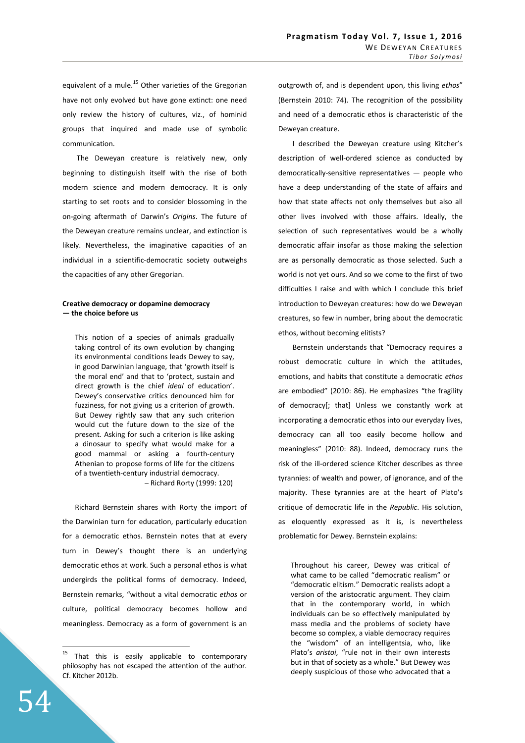equivalent of a mule.[15] Other varieties of the Gregorian have not only evolved but have gone extinct: one need only review the history of cultures, viz., of hominid groups that inquired and made use of symbolic communication.

The Deweyan creature is relatively new, only beginning to distinguish itself with the rise of both modern science and modern democracy. It is only starting to set roots and to consider blossoming in the on-going aftermath of Darwin's *Origins*. The future of the Deweyan creature remains unclear, and extinction is likely. Nevertheless, the imaginative capacities of an individual in a scientific-democratic society outweighs the capacities of any other Gregorian.

**Creative democracy or dopamine democracy — the choice before us**

> This notion of a species of animals gradually taking control of its own evolution by changing its environmental conditions leads Dewey to say, in good Darwinian language, that 'growth itself is the moral end' and that to 'protect, sustain and direct growth is the chief *ideal* of education'. Dewey's conservative critics denounced him for fuzziness, for not giving us a criterion of growth. But Dewey rightly saw that any such criterion would cut the future down to the size of the present. Asking for such a criterion is like asking a dinosaur to specify what would make for a good mammal or asking a fourth-century Athenian to propose forms of life for the citizens of a twentieth-century industrial democracy.
> – Richard Rorty (1999: 120)

Richard Bernstein shares with Rorty the import of the Darwinian turn for education, particularly education for a democratic ethos. Bernstein notes that at every turn in Dewey's thought there is an underlying democratic ethos at work. Such a personal ethos is what undergirds the political forms of democracy. Indeed, Bernstein remarks, "without a vital democratic *ethos* or culture, political democracy becomes hollow and meaningless. Democracy as a form of government is an outgrowth of, and is dependent upon, this living *ethos*" (Bernstein 2010: 74). The recognition of the possibility and need of a democratic ethos is characteristic of the Deweyan creature.

I described the Deweyan creature using Kitcher's description of well-ordered science as conducted by democratically-sensitive representatives — people who have a deep understanding of the state of affairs and how that state affects not only themselves but also all other lives involved with those affairs. Ideally, the selection of such representatives would be a wholly democratic affair insofar as those making the selection are as personally democratic as those selected. Such a world is not yet ours. And so we come to the first of two difficulties I raise and with which I conclude this brief introduction to Deweyan creatures: how do we Deweyan creatures, so few in number, bring about the democratic ethos, without becoming elitists?

Bernstein understands that "Democracy requires a robust democratic culture in which the attitudes, emotions, and habits that constitute a democratic *ethos* are embodied" (2010: 86). He emphasizes "the fragility of democracy[; that] Unless we constantly work at incorporating a democratic ethos into our everyday lives, democracy can all too easily become hollow and meaningless" (2010: 88). Indeed, democracy runs the risk of the ill-ordered science Kitcher describes as three tyrannies: of wealth and power, of ignorance, and of the majority. These tyrannies are at the heart of Plato's critique of democratic life in the *Republic*. His solution, as eloquently expressed as it is, is nevertheless problematic for Dewey. Bernstein explains:

> Throughout his career, Dewey was critical of what came to be called "democratic realism" or "democratic elitism." Democratic realists adopt a version of the aristocratic argument. They claim that in the contemporary world, in which individuals can be so effectively manipulated by mass media and the problems of society have become so complex, a viable democracy requires the "wisdom" of an intelligentsia, who, like Plato's *aristoi*, "rule not in their own interests but in that of society as a whole." But Dewey was deeply suspicious of those who advocated that a

---

[15] That this is easily applicable to contemporary philosophy has not escaped the attention of the author. Cf. Kitcher 2012b.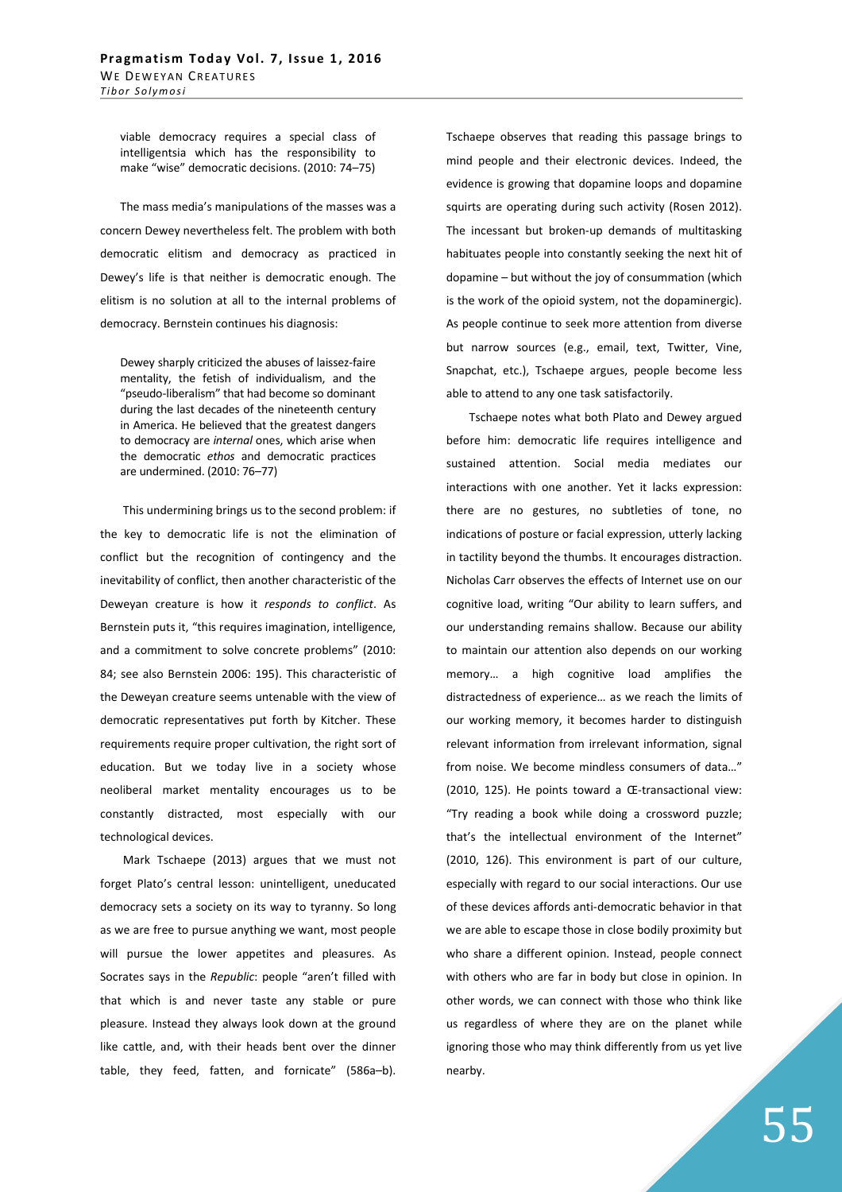> viable democracy requires a special class of intelligentsia which has the responsibility to make "wise" democratic decisions. (2010: 74–75)

The mass media's manipulations of the masses was a concern Dewey nevertheless felt. The problem with both democratic elitism and democracy as practiced in Dewey's life is that neither is democratic enough. The elitism is no solution at all to the internal problems of democracy. Bernstein continues his diagnosis:

> Dewey sharply criticized the abuses of laissez-faire mentality, the fetish of individualism, and the "pseudo-liberalism" that had become so dominant during the last decades of the nineteenth century in America. He believed that the greatest dangers to democracy are *internal* ones, which arise when the democratic *ethos* and democratic practices are undermined. (2010: 76–77)

This undermining brings us to the second problem: if the key to democratic life is not the elimination of conflict but the recognition of contingency and the inevitability of conflict, then another characteristic of the Deweyan creature is how it *responds to conflict*. As Bernstein puts it, "this requires imagination, intelligence, and a commitment to solve concrete problems" (2010: 84; see also Bernstein 2006: 195). This characteristic of the Deweyan creature seems untenable with the view of democratic representatives put forth by Kitcher. These requirements require proper cultivation, the right sort of education. But we today live in a society whose neoliberal market mentality encourages us to be constantly distracted, most especially with our technological devices.

Mark Tschaepe (2013) argues that we must not forget Plato's central lesson: unintelligent, uneducated democracy sets a society on its way to tyranny. So long as we are free to pursue anything we want, most people will pursue the lower appetites and pleasures. As Socrates says in the *Republic*: people "aren't filled with that which is and never taste any stable or pure pleasure. Instead they always look down at the ground like cattle, and, with their heads bent over the dinner table, they feed, fatten, and fornicate" (586a–b). Tschaepe observes that reading this passage brings to mind people and their electronic devices. Indeed, the evidence is growing that dopamine loops and dopamine squirts are operating during such activity (Rosen 2012). The incessant but broken-up demands of multitasking habituates people into constantly seeking the next hit of dopamine – but without the joy of consummation (which is the work of the opioid system, not the dopaminergic). As people continue to seek more attention from diverse but narrow sources (e.g., email, text, Twitter, Vine, Snapchat, etc.), Tschaepe argues, people become less able to attend to any one task satisfactorily.

Tschaepe notes what both Plato and Dewey argued before him: democratic life requires intelligence and sustained attention. Social media mediates our interactions with one another. Yet it lacks expression: there are no gestures, no subtleties of tone, no indications of posture or facial expression, utterly lacking in tactility beyond the thumbs. It encourages distraction. Nicholas Carr observes the effects of Internet use on our cognitive load, writing "Our ability to learn suffers, and our understanding remains shallow. Because our ability to maintain our attention also depends on our working memory… a high cognitive load amplifies the distractedness of experience… as we reach the limits of our working memory, it becomes harder to distinguish relevant information from irrelevant information, signal from noise. We become mindless consumers of data…" (2010, 125). He points toward a Œ-transactional view: "Try reading a book while doing a crossword puzzle; that's the intellectual environment of the Internet" (2010, 126). This environment is part of our culture, especially with regard to our social interactions. Our use of these devices affords anti-democratic behavior in that we are able to escape those in close bodily proximity but who share a different opinion. Instead, people connect with others who are far in body but close in opinion. In other words, we can connect with those who think like us regardless of where they are on the planet while ignoring those who may think differently from us yet live nearby.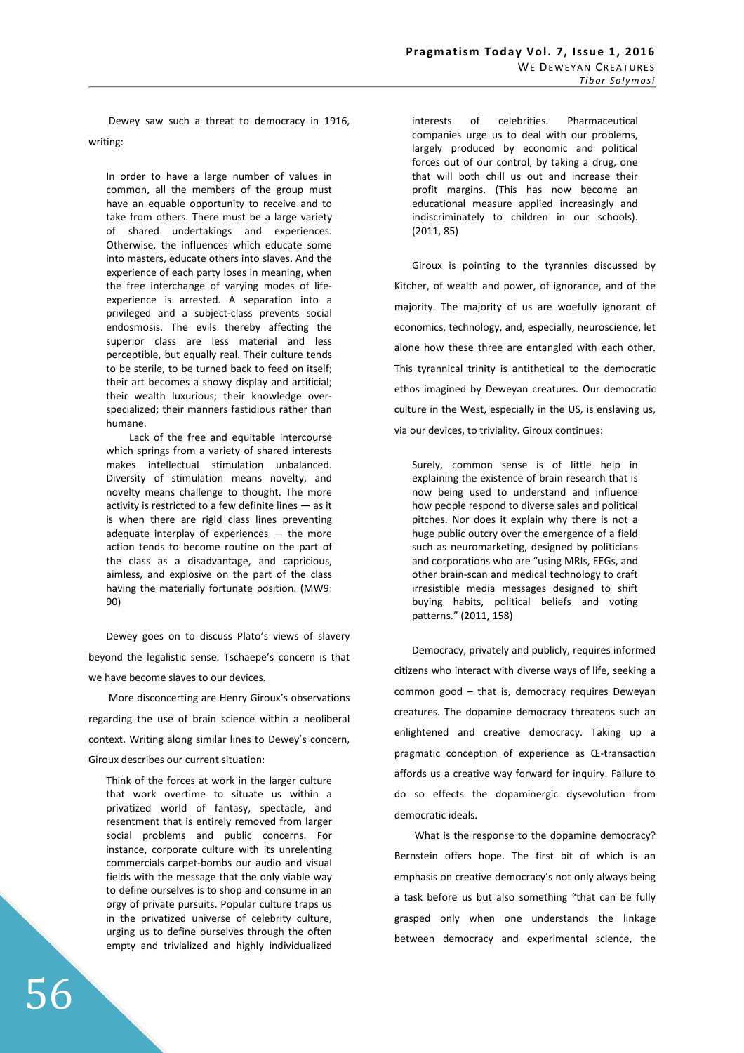Dewey saw such a threat to democracy in 1916, writing:

> In order to have a large number of values in common, all the members of the group must have an equable opportunity to receive and to take from others. There must be a large variety of shared undertakings and experiences. Otherwise, the influences which educate some into masters, educate others into slaves. And the experience of each party loses in meaning, when the free interchange of varying modes of life-experience is arrested. A separation into a privileged and a subject-class prevents social endosmosis. The evils thereby affecting the superior class are less material and less perceptible, but equally real. Their culture tends to be sterile, to be turned back to feed on itself; their art becomes a showy display and artificial; their wealth luxurious; their knowledge over-specialized; their manners fastidious rather than humane.
>
> Lack of the free and equitable intercourse which springs from a variety of shared interests makes intellectual stimulation unbalanced. Diversity of stimulation means novelty, and novelty means challenge to thought. The more activity is restricted to a few definite lines — as it is when there are rigid class lines preventing adequate interplay of experiences — the more action tends to become routine on the part of the class as a disadvantage, and capricious, aimless, and explosive on the part of the class having the materially fortunate position. (MW9: 90)

Dewey goes on to discuss Plato's views of slavery beyond the legalistic sense. Tschaepe's concern is that we have become slaves to our devices.

More disconcerting are Henry Giroux's observations regarding the use of brain science within a neoliberal context. Writing along similar lines to Dewey's concern, Giroux describes our current situation:

> Think of the forces at work in the larger culture that work overtime to situate us within a privatized world of fantasy, spectacle, and resentment that is entirely removed from larger social problems and public concerns. For instance, corporate culture with its unrelenting commercials carpet-bombs our audio and visual fields with the message that the only viable way to define ourselves is to shop and consume in an orgy of private pursuits. Popular culture traps us in the privatized universe of celebrity culture, urging us to define ourselves through the often empty and trivialized and highly individualized interests of celebrities. Pharmaceutical companies urge us to deal with our problems, largely produced by economic and political forces out of our control, by taking a drug, one that will both chill us out and increase their profit margins. (This has now become an educational measure applied increasingly and indiscriminately to children in our schools). (2011, 85)

Giroux is pointing to the tyrannies discussed by Kitcher, of wealth and power, of ignorance, and of the majority. The majority of us are woefully ignorant of economics, technology, and, especially, neuroscience, let alone how these three are entangled with each other. This tyrannical trinity is antithetical to the democratic ethos imagined by Deweyan creatures. Our democratic culture in the West, especially in the US, is enslaving us, via our devices, to triviality. Giroux continues:

> Surely, common sense is of little help in explaining the existence of brain research that is now being used to understand and influence how people respond to diverse sales and political pitches. Nor does it explain why there is not a huge public outcry over the emergence of a field such as neuromarketing, designed by politicians and corporations who are "using MRIs, EEGs, and other brain-scan and medical technology to craft irresistible media messages designed to shift buying habits, political beliefs and voting patterns." (2011, 158)

Democracy, privately and publicly, requires informed citizens who interact with diverse ways of life, seeking a common good – that is, democracy requires Deweyan creatures. The dopamine democracy threatens such an enlightened and creative democracy. Taking up a pragmatic conception of experience as Œ-transaction affords us a creative way forward for inquiry. Failure to do so effects the dopaminergic dysevolution from democratic ideals.

What is the response to the dopamine democracy? Bernstein offers hope. The first bit of which is an emphasis on creative democracy's not only always being a task before us but also something "that can be fully grasped only when one understands the linkage between democracy and experimental science, the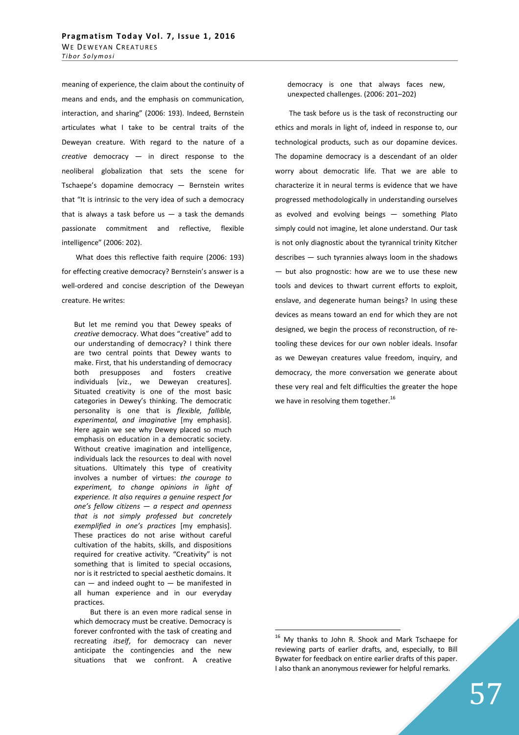meaning of experience, the claim about the continuity of means and ends, and the emphasis on communication, interaction, and sharing" (2006: 193). Indeed, Bernstein articulates what I take to be central traits of the Deweyan creature. With regard to the nature of a *creative* democracy — in direct response to the neoliberal globalization that sets the scene for Tschaepe's dopamine democracy — Bernstein writes that "It is intrinsic to the very idea of such a democracy that is always a task before us — a task the demands passionate commitment and reflective, flexible intelligence" (2006: 202).

What does this reflective faith require (2006: 193) for effecting creative democracy? Bernstein's answer is a well-ordered and concise description of the Deweyan creature. He writes:

> But let me remind you that Dewey speaks of *creative* democracy. What does "creative" add to our understanding of democracy? I think there are two central points that Dewey wants to make. First, that his understanding of democracy both presupposes and fosters creative individuals [viz., we Deweyan creatures]. Situated creativity is one of the most basic categories in Dewey's thinking. The democratic personality is one that is *flexible, fallible, experimental, and imaginative* [my emphasis]. Here again we see why Dewey placed so much emphasis on education in a democratic society. Without creative imagination and intelligence, individuals lack the resources to deal with novel situations. Ultimately this type of creativity involves a number of virtues: *the courage to experiment, to change opinions in light of experience. It also requires a genuine respect for one's fellow citizens — a respect and openness that is not simply professed but concretely exemplified in one's practices* [my emphasis]. These practices do not arise without careful cultivation of the habits, skills, and dispositions required for creative activity. "Creativity" is not something that is limited to special occasions, nor is it restricted to special aesthetic domains. It can — and indeed ought to — be manifested in all human experience and in our everyday practices.
>
> But there is an even more radical sense in which democracy must be creative. Democracy is forever confronted with the task of creating and recreating *itself*, for democracy can never anticipate the contingencies and the new situations that we confront. A creative democracy is one that always faces new, unexpected challenges. (2006: 201–202)

The task before us is the task of reconstructing our ethics and morals in light of, indeed in response to, our technological products, such as our dopamine devices. The dopamine democracy is a descendant of an older worry about democratic life. That we are able to characterize it in neural terms is evidence that we have progressed methodologically in understanding ourselves as evolved and evolving beings — something Plato simply could not imagine, let alone understand. Our task is not only diagnostic about the tyrannical trinity Kitcher describes — such tyrannies always loom in the shadows — but also prognostic: how are we to use these new tools and devices to thwart current efforts to exploit, enslave, and degenerate human beings? In using these devices as means toward an end for which they are not designed, we begin the process of reconstruction, of re-tooling these devices for our own nobler ideals. Insofar as we Deweyan creatures value freedom, inquiry, and democracy, the more conversation we generate about these very real and felt difficulties the greater the hope we have in resolving them together.[16]

---

[16] My thanks to John R. Shook and Mark Tschaepe for reviewing parts of earlier drafts, and, especially, to Bill Bywater for feedback on entire earlier drafts of this paper. I also thank an anonymous reviewer for helpful remarks.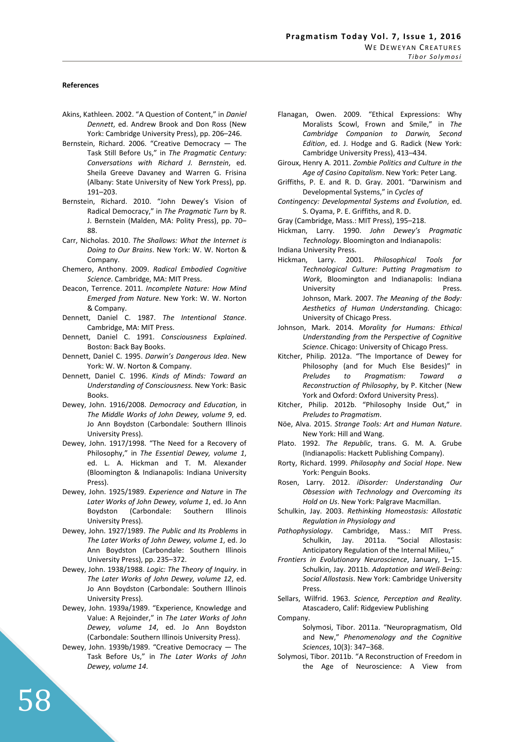**References**

- Akins, Kathleen. 2002. "A Question of Content," in *Daniel Dennett*, ed. Andrew Brook and Don Ross (New York: Cambridge University Press), pp. 206–246.
- Bernstein, Richard. 2006. "Creative Democracy — The Task Still Before Us," in *The Pragmatic Century: Conversations with Richard J. Bernstein*, ed. Sheila Greeve Davaney and Warren G. Frisina (Albany: State University of New York Press), pp. 191–203.
- Bernstein, Richard. 2010. "John Dewey's Vision of Radical Democracy," in *The Pragmatic Turn* by R. J. Bernstein (Malden, MA: Polity Press), pp. 70–88.
- Carr, Nicholas. 2010. *The Shallows: What the Internet is Doing to Our Brains*. New York: W. W. Norton & Company.
- Chemero, Anthony. 2009. *Radical Embodied Cognitive Science*. Cambridge, MA: MIT Press.
- Deacon, Terrence. 2011. *Incomplete Nature: How Mind Emerged from Nature.* New York: W. W. Norton & Company.
- Dennett, Daniel C. 1987. *The Intentional Stance*. Cambridge, MA: MIT Press.
- Dennett, Daniel C. 1991. *Consciousness Explained*. Boston: Back Bay Books.
- Dennett, Daniel C. 1995. *Darwin's Dangerous Idea*. New York: W. W. Norton & Company.
- Dennett, Daniel C. 1996. *Kinds of Minds: Toward an Understanding of Consciousness.* New York: Basic Books.
- Dewey, John. 1916/2008. *Democracy and Education*, in *The Middle Works of John Dewey, volume 9*, ed. Jo Ann Boydston (Carbondale: Southern Illinois University Press).
- Dewey, John. 1917/1998. "The Need for a Recovery of Philosophy," in *The Essential Dewey, volume 1*, ed. L. A. Hickman and T. M. Alexander (Bloomington & Indianapolis: Indiana University Press).
- Dewey, John. 1925/1989. *Experience and Nature* in *The Later Works of John Dewey, volume 1*, ed. Jo Ann Boydston (Carbondale: Southern Illinois University Press).
- Dewey, John. 1927/1989. *The Public and Its Problems* in *The Later Works of John Dewey, volume 1*, ed. Jo Ann Boydston (Carbondale: Southern Illinois University Press), pp. 235–372.
- Dewey, John. 1938/1988. *Logic: The Theory of Inquiry*. in *The Later Works of John Dewey, volume 12*, ed. Jo Ann Boydston (Carbondale: Southern Illinois University Press).
- Dewey, John. 1939a/1989. "Experience, Knowledge and Value: A Rejoinder," in *The Later Works of John Dewey, volume 14*, ed. Jo Ann Boydston (Carbondale: Southern Illinois University Press).
- Dewey, John. 1939b/1989. "Creative Democracy — The Task Before Us," in *The Later Works of John Dewey, volume 14*.
- Flanagan, Owen. 2009. "Ethical Expressions: Why Moralists Scowl, Frown and Smile," in *The Cambridge Companion to Darwin, Second Edition*, ed. J. Hodge and G. Radick (New York: Cambridge University Press), 413–434.
- Giroux, Henry A. 2011. *Zombie Politics and Culture in the Age of Casino Capitalism*. New York: Peter Lang.
- Griffiths, P. E. and R. D. Gray. 2001. "Darwinism and Developmental Systems," in *Cycles of Contingency: Developmental Systems and Evolution*, ed. S. Oyama, P. E. Griffiths, and R. D. Gray (Cambridge, Mass.: MIT Press), 195–218.
- Hickman, Larry. 1990. *John Dewey's Pragmatic Technology*. Bloomington and Indianapolis: Indiana University Press.
- Hickman, Larry. 2001. *Philosophical Tools for Technological Culture: Putting Pragmatism to Work*, Bloomington and Indianapolis: Indiana University Press.
- Johnson, Mark. 2007. *The Meaning of the Body: Aesthetics of Human Understanding.* Chicago: University of Chicago Press.
- Johnson, Mark. 2014. *Morality for Humans: Ethical Understanding from the Perspective of Cognitive Science*. Chicago: University of Chicago Press.
- Kitcher, Philip. 2012a. "The Importance of Dewey for Philosophy (and for Much Else Besides)" in *Preludes to Pragmatism: Toward a Reconstruction of Philosophy*, by P. Kitcher (New York and Oxford: Oxford University Press).
- Kitcher, Philip. 2012b. "Philosophy Inside Out," in *Preludes to Pragmatism*.
- Nöe, Alva. 2015. *Strange Tools: Art and Human Nature.* New York: Hill and Wang.
- Plato. 1992. *The Republic*, trans. G. M. A. Grube (Indianapolis: Hackett Publishing Company).
- Rorty, Richard. 1999. *Philosophy and Social Hope*. New York: Penguin Books.
- Rosen, Larry. 2012. *iDisorder: Understanding Our Obsession with Technology and Overcoming its Hold on Us*. New York: Palgrave Macmillan.
- Schulkin, Jay. 2003. *Rethinking Homeostasis: Allostatic Regulation in Physiology and Pathophysiology*. Cambridge, Mass.: MIT Press.
- Schulkin, Jay. 2011a. "Social Allostasis: Anticipatory Regulation of the Internal Milieu," *Frontiers in Evolutionary Neuroscience*, January, 1–15.
- Schulkin, Jay. 2011b. *Adaptation and Well-Being: Social Allostasis*. New York: Cambridge University Press.
- Sellars, Wilfrid. 1963. *Science, Perception and Reality.* Atascadero, Calif: Ridgeview Publishing Company.
- Solymosi, Tibor. 2011a. "Neuropragmatism, Old and New," *Phenomenology and the Cognitive Sciences*, 10(3): 347–368.
- Solymosi, Tibor. 2011b. "A Reconstruction of Freedom in the Age of Neuroscience: A View from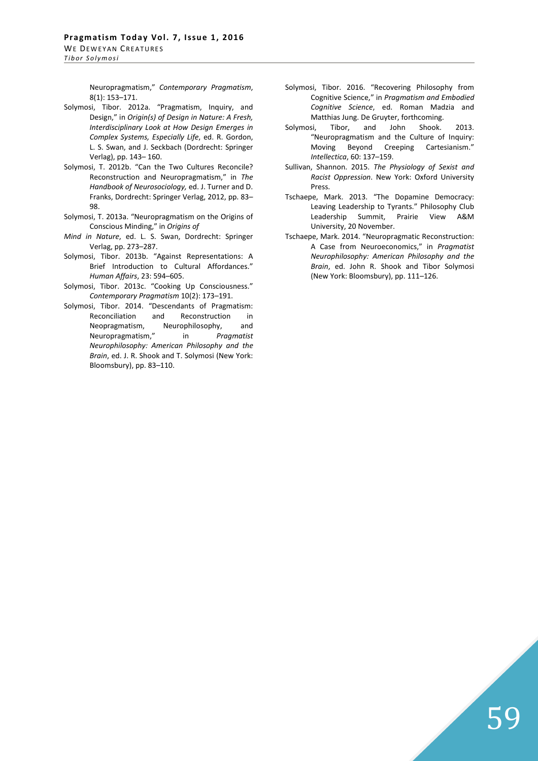Neuropragmatism," *Contemporary Pragmatism*, 8(1): 153–171.

Solymosi, Tibor. 2012a. "Pragmatism, Inquiry, and Design," in *Origin(s) of Design in Nature: A Fresh, Interdisciplinary Look at How Design Emerges in Complex Systems, Especially Life*, ed. R. Gordon, L. S. Swan, and J. Seckbach (Dordrecht: Springer Verlag), pp. 143– 160.

Solymosi, T. 2012b. "Can the Two Cultures Reconcile? Reconstruction and Neuropragmatism," in *The Handbook of Neurosociology,* ed. J. Turner and D. Franks, Dordrecht: Springer Verlag, 2012, pp. 83–98.

Solymosi, T. 2013a. "Neuropragmatism on the Origins of Conscious Minding," in *Origins of Mind in Nature*, ed. L. S. Swan, Dordrecht: Springer Verlag, pp. 273–287.

Solymosi, Tibor. 2013b. "Against Representations: A Brief Introduction to Cultural Affordances." *Human Affairs*, 23: 594–605.

Solymosi, Tibor. 2013c. "Cooking Up Consciousness." *Contemporary Pragmatism* 10(2): 173–191.

Solymosi, Tibor. 2014. "Descendants of Pragmatism: Reconciliation and Reconstruction in Neopragmatism, Neurophilosophy, and Neuropragmatism," in *Pragmatist Neurophilosophy: American Philosophy and the Brain*, ed. J. R. Shook and T. Solymosi (New York: Bloomsbury), pp. 83–110.

Solymosi, Tibor. 2016. "Recovering Philosophy from Cognitive Science," in *Pragmatism and Embodied Cognitive Science*, ed. Roman Madzia and Matthias Jung. De Gruyter, forthcoming.

Solymosi, Tibor, and John Shook. 2013. "Neuropragmatism and the Culture of Inquiry: Moving Beyond Creeping Cartesianism." *Intellectica*, 60: 137–159.

Sullivan, Shannon. 2015. *The Physiology of Sexist and Racist Oppression*. New York: Oxford University Press.

Tschaepe, Mark. 2013. "The Dopamine Democracy: Leaving Leadership to Tyrants." Philosophy Club Leadership Summit, Prairie View A&M University, 20 November.

Tschaepe, Mark. 2014. "Neuropragmatic Reconstruction: A Case from Neuroeconomics," in *Pragmatist Neurophilosophy: American Philosophy and the Brain*, ed. John R. Shook and Tibor Solymosi (New York: Bloomsbury), pp. 111–126.